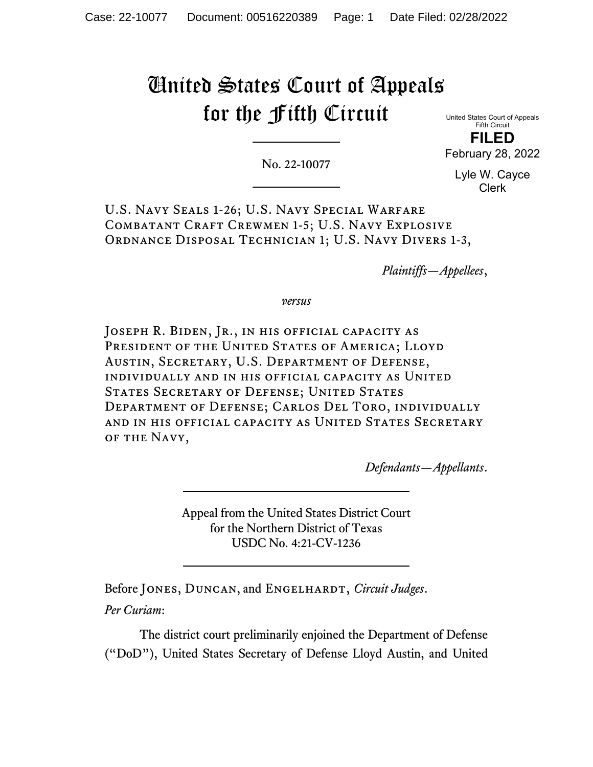# United States Court of Appeals for the Fifth Circuit

United States Court of Appeals
Fifth Circuit

**FILED**

February 28, 2022

Lyle W. Cayce
Clerk

---

No. 22-10077

---

U.S. Navy Seals 1-26; U.S. Navy Special Warfare Combatant Craft Crewmen 1-5; U.S. Navy Explosive Ordnance Disposal Technician 1; U.S. Navy Divers 1-3,

*Plaintiffs—Appellees*,

*versus*

Joseph R. Biden, Jr., in his official capacity as President of the United States of America; Lloyd Austin, Secretary, U.S. Department of Defense, individually and in his official capacity as United States Secretary of Defense; United States Department of Defense; Carlos Del Toro, individually and in his official capacity as United States Secretary of the Navy,

*Defendants—Appellants*.

---

Appeal from the United States District Court
for the Northern District of Texas
USDC No. 4:21-CV-1236

---

Before Jones, Duncan, and Engelhardt, *Circuit Judges*.

*Per Curiam*:

The district court preliminarily enjoined the Department of Defense ("DoD"), United States Secretary of Defense Lloyd Austin, and United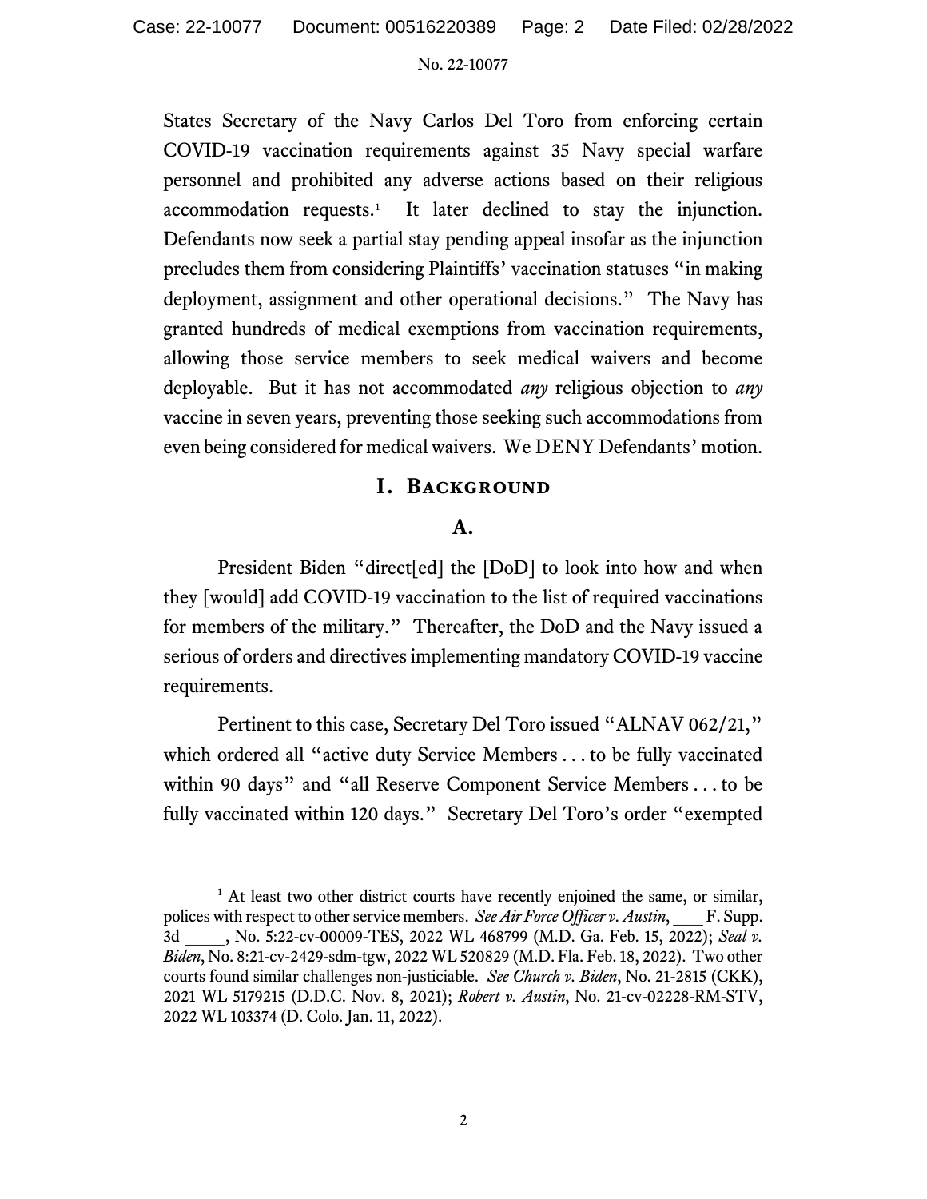States Secretary of the Navy Carlos Del Toro from enforcing certain COVID-19 vaccination requirements against 35 Navy special warfare personnel and prohibited any adverse actions based on their religious accommodation requests.[1] It later declined to stay the injunction. Defendants now seek a partial stay pending appeal insofar as the injunction precludes them from considering Plaintiffs' vaccination statuses "in making deployment, assignment and other operational decisions." The Navy has granted hundreds of medical exemptions from vaccination requirements, allowing those service members to seek medical waivers and become deployable. But it has not accommodated *any* religious objection to *any* vaccine in seven years, preventing those seeking such accommodations from even being considered for medical waivers. We DENY Defendants' motion.

## I. Background

### A.

President Biden "direct[ed] the [DoD] to look into how and when they [would] add COVID-19 vaccination to the list of required vaccinations for members of the military." Thereafter, the DoD and the Navy issued a serious of orders and directives implementing mandatory COVID-19 vaccine requirements.

Pertinent to this case, Secretary Del Toro issued "ALNAV 062/21," which ordered all "active duty Service Members . . . to be fully vaccinated within 90 days" and "all Reserve Component Service Members . . . to be fully vaccinated within 120 days." Secretary Del Toro's order "exempted

---

[1] At least two other district courts have recently enjoined the same, or similar, polices with respect to other service members. *See Air Force Officer v. Austin*, ___ F. Supp. 3d _____, No. 5:22-cv-00009-TES, 2022 WL 468799 (M.D. Ga. Feb. 15, 2022); *Seal v. Biden*, No. 8:21-cv-2429-sdm-tgw, 2022 WL 520829 (M.D. Fla. Feb. 18, 2022). Two other courts found similar challenges non-justiciable. *See Church v. Biden*, No. 21-2815 (CKK), 2021 WL 5179215 (D.D.C. Nov. 8, 2021); *Robert v. Austin*, No. 21-cv-02228-RM-STV, 2022 WL 103374 (D. Colo. Jan. 11, 2022).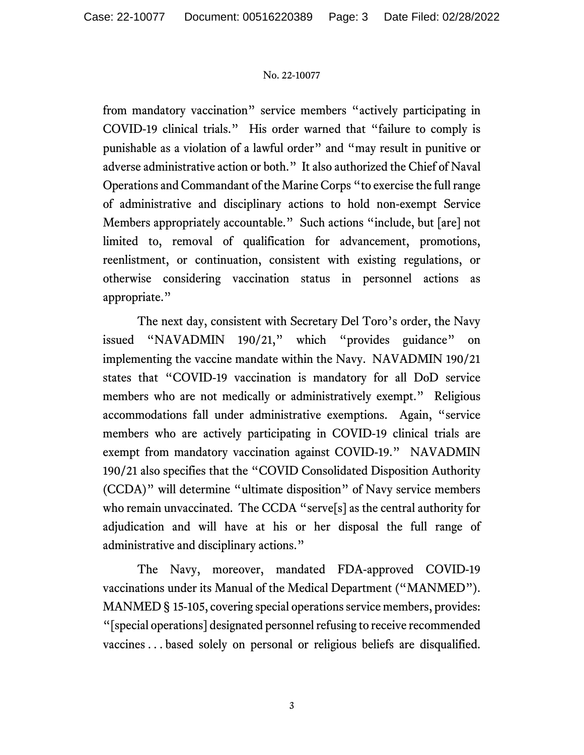from mandatory vaccination" service members "actively participating in COVID-19 clinical trials." His order warned that "failure to comply is punishable as a violation of a lawful order" and "may result in punitive or adverse administrative action or both." It also authorized the Chief of Naval Operations and Commandant of the Marine Corps "to exercise the full range of administrative and disciplinary actions to hold non-exempt Service Members appropriately accountable." Such actions "include, but [are] not limited to, removal of qualification for advancement, promotions, reenlistment, or continuation, consistent with existing regulations, or otherwise considering vaccination status in personnel actions as appropriate."

The next day, consistent with Secretary Del Toro's order, the Navy issued "NAVADMIN 190/21," which "provides guidance" on implementing the vaccine mandate within the Navy. NAVADMIN 190/21 states that "COVID-19 vaccination is mandatory for all DoD service members who are not medically or administratively exempt." Religious accommodations fall under administrative exemptions. Again, "service members who are actively participating in COVID-19 clinical trials are exempt from mandatory vaccination against COVID-19." NAVADMIN 190/21 also specifies that the "COVID Consolidated Disposition Authority (CCDA)" will determine "ultimate disposition" of Navy service members who remain unvaccinated. The CCDA "serve[s] as the central authority for adjudication and will have at his or her disposal the full range of administrative and disciplinary actions."

The Navy, moreover, mandated FDA-approved COVID-19 vaccinations under its Manual of the Medical Department ("MANMED"). MANMED § 15-105, covering special operations service members, provides: "[special operations] designated personnel refusing to receive recommended vaccines . . . based solely on personal or religious beliefs are disqualified.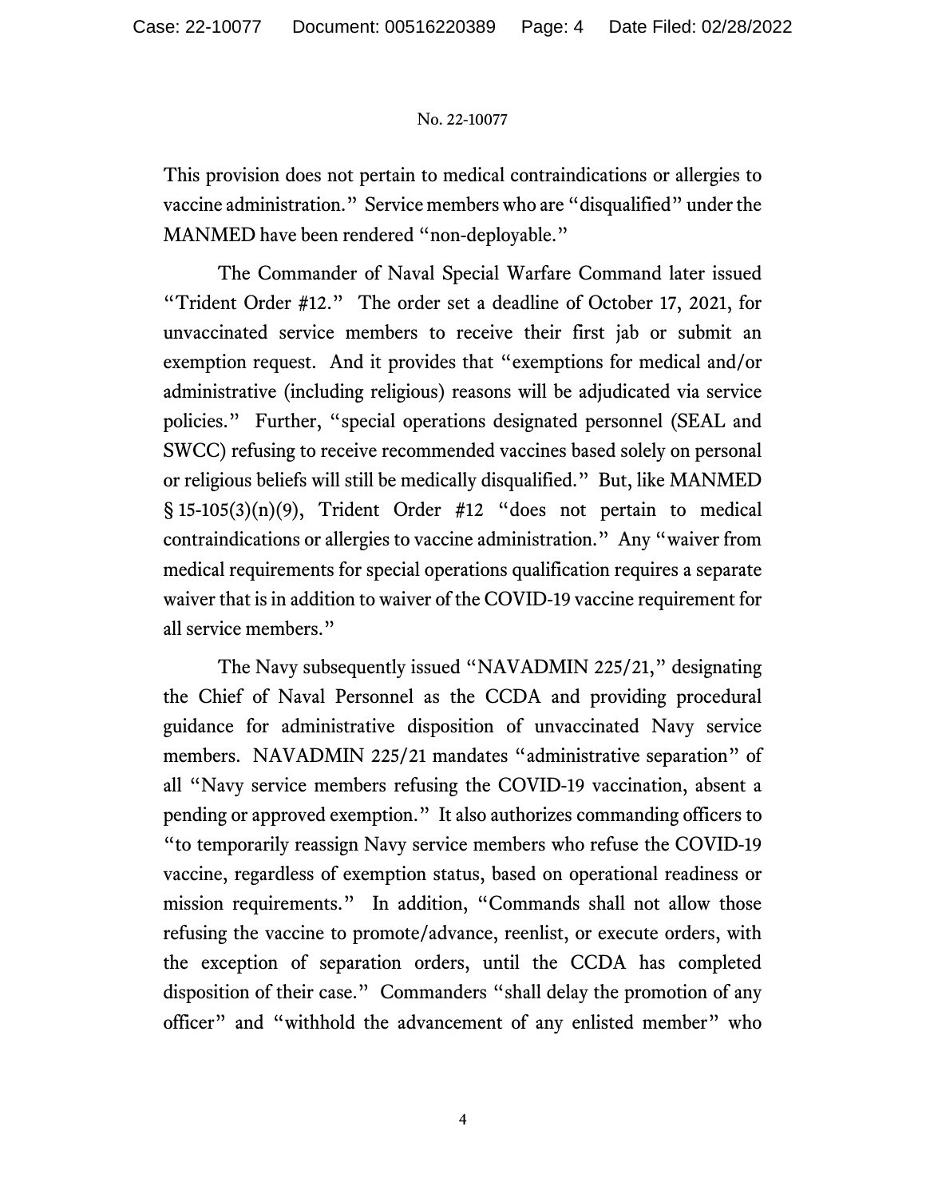This provision does not pertain to medical contraindications or allergies to vaccine administration." Service members who are "disqualified" under the MANMED have been rendered "non-deployable."

The Commander of Naval Special Warfare Command later issued "Trident Order #12." The order set a deadline of October 17, 2021, for unvaccinated service members to receive their first jab or submit an exemption request. And it provides that "exemptions for medical and/or administrative (including religious) reasons will be adjudicated via service policies." Further, "special operations designated personnel (SEAL and SWCC) refusing to receive recommended vaccines based solely on personal or religious beliefs will still be medically disqualified." But, like MANMED § 15-105(3)(n)(9), Trident Order #12 "does not pertain to medical contraindications or allergies to vaccine administration." Any "waiver from medical requirements for special operations qualification requires a separate waiver that is in addition to waiver of the COVID-19 vaccine requirement for all service members."

The Navy subsequently issued "NAVADMIN 225/21," designating the Chief of Naval Personnel as the CCDA and providing procedural guidance for administrative disposition of unvaccinated Navy service members. NAVADMIN 225/21 mandates "administrative separation" of all "Navy service members refusing the COVID-19 vaccination, absent a pending or approved exemption." It also authorizes commanding officers to "to temporarily reassign Navy service members who refuse the COVID-19 vaccine, regardless of exemption status, based on operational readiness or mission requirements." In addition, "Commands shall not allow those refusing the vaccine to promote/advance, reenlist, or execute orders, with the exception of separation orders, until the CCDA has completed disposition of their case." Commanders "shall delay the promotion of any officer" and "withhold the advancement of any enlisted member" who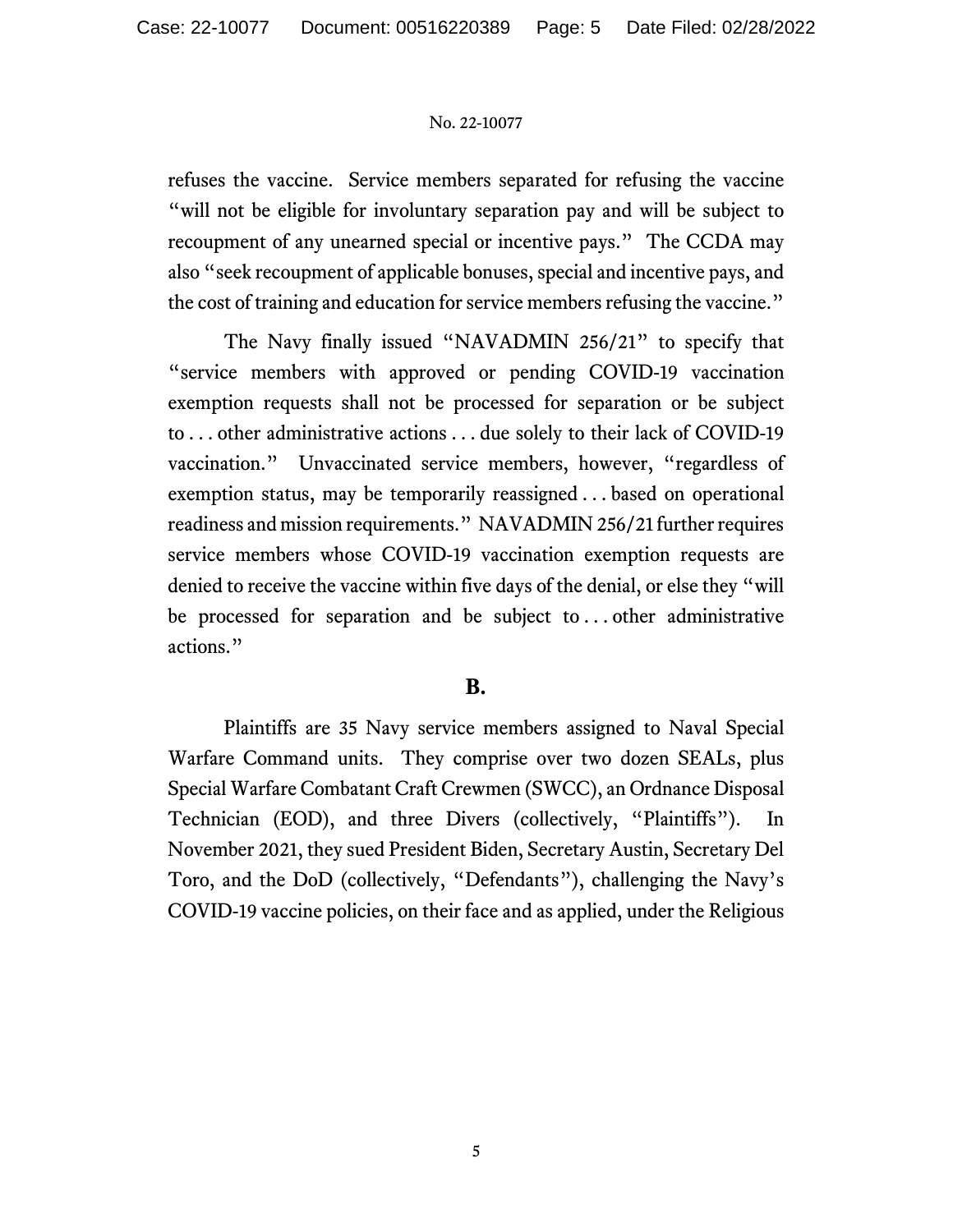refuses the vaccine. Service members separated for refusing the vaccine "will not be eligible for involuntary separation pay and will be subject to recoupment of any unearned special or incentive pays." The CCDA may also "seek recoupment of applicable bonuses, special and incentive pays, and the cost of training and education for service members refusing the vaccine."

The Navy finally issued "NAVADMIN 256/21" to specify that "service members with approved or pending COVID-19 vaccination exemption requests shall not be processed for separation or be subject to . . . other administrative actions . . . due solely to their lack of COVID-19 vaccination." Unvaccinated service members, however, "regardless of exemption status, may be temporarily reassigned . . . based on operational readiness and mission requirements." NAVADMIN 256/21 further requires service members whose COVID-19 vaccination exemption requests are denied to receive the vaccine within five days of the denial, or else they "will be processed for separation and be subject to . . . other administrative actions."

## B.

Plaintiffs are 35 Navy service members assigned to Naval Special Warfare Command units. They comprise over two dozen SEALs, plus Special Warfare Combatant Craft Crewmen (SWCC), an Ordnance Disposal Technician (EOD), and three Divers (collectively, "Plaintiffs"). In November 2021, they sued President Biden, Secretary Austin, Secretary Del Toro, and the DoD (collectively, "Defendants"), challenging the Navy's COVID-19 vaccine policies, on their face and as applied, under the Religious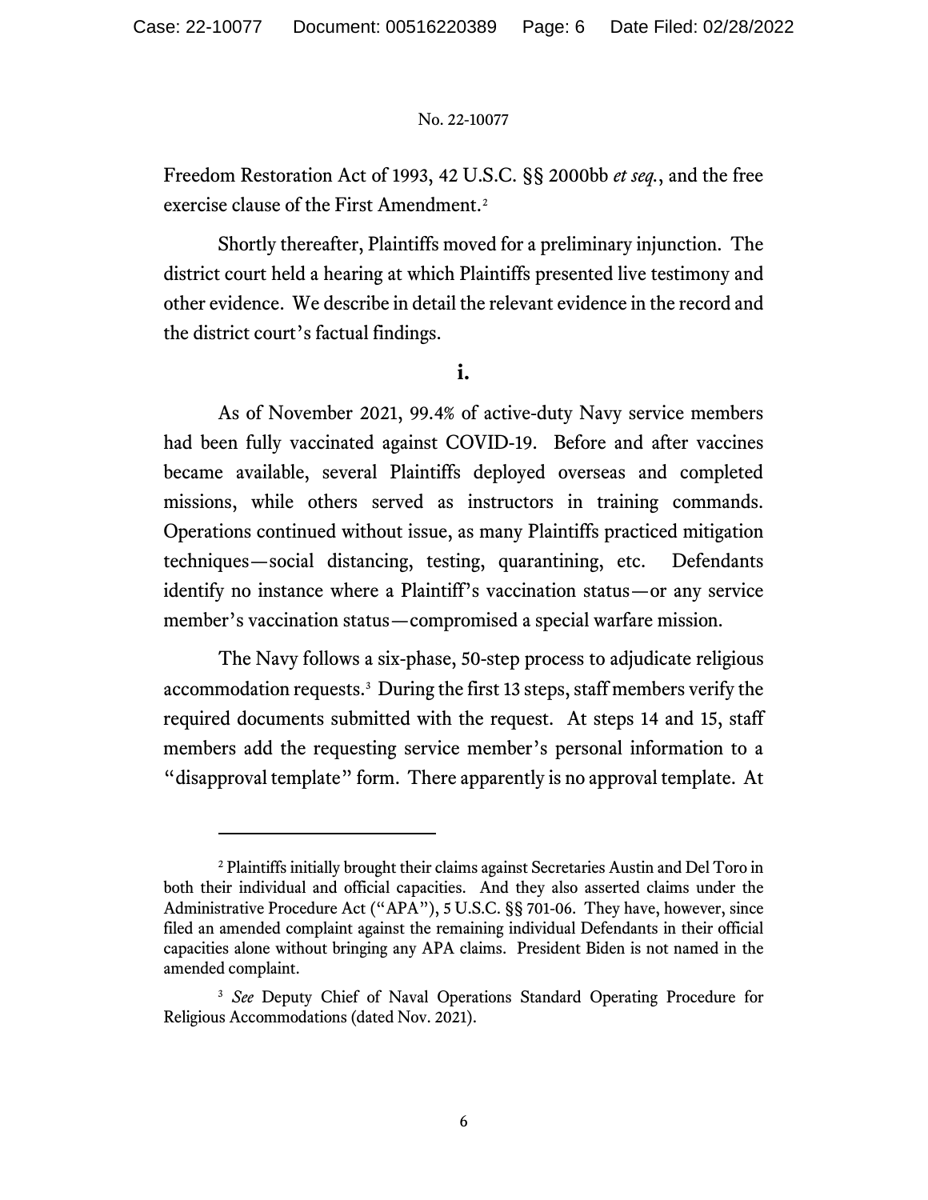Freedom Restoration Act of 1993, 42 U.S.C. §§ 2000bb *et seq.*, and the free exercise clause of the First Amendment.[2]

Shortly thereafter, Plaintiffs moved for a preliminary injunction. The district court held a hearing at which Plaintiffs presented live testimony and other evidence. We describe in detail the relevant evidence in the record and the district court's factual findings.

**i.**

As of November 2021, 99.4% of active-duty Navy service members had been fully vaccinated against COVID-19. Before and after vaccines became available, several Plaintiffs deployed overseas and completed missions, while others served as instructors in training commands. Operations continued without issue, as many Plaintiffs practiced mitigation techniques—social distancing, testing, quarantining, etc. Defendants identify no instance where a Plaintiff's vaccination status—or any service member's vaccination status—compromised a special warfare mission.

The Navy follows a six-phase, 50-step process to adjudicate religious accommodation requests.[3] During the first 13 steps, staff members verify the required documents submitted with the request. At steps 14 and 15, staff members add the requesting service member's personal information to a "disapproval template" form. There apparently is no approval template. At

---

[2] Plaintiffs initially brought their claims against Secretaries Austin and Del Toro in both their individual and official capacities. And they also asserted claims under the Administrative Procedure Act ("APA"), 5 U.S.C. §§ 701-06. They have, however, since filed an amended complaint against the remaining individual Defendants in their official capacities alone without bringing any APA claims. President Biden is not named in the amended complaint.

[3] *See* Deputy Chief of Naval Operations Standard Operating Procedure for Religious Accommodations (dated Nov. 2021).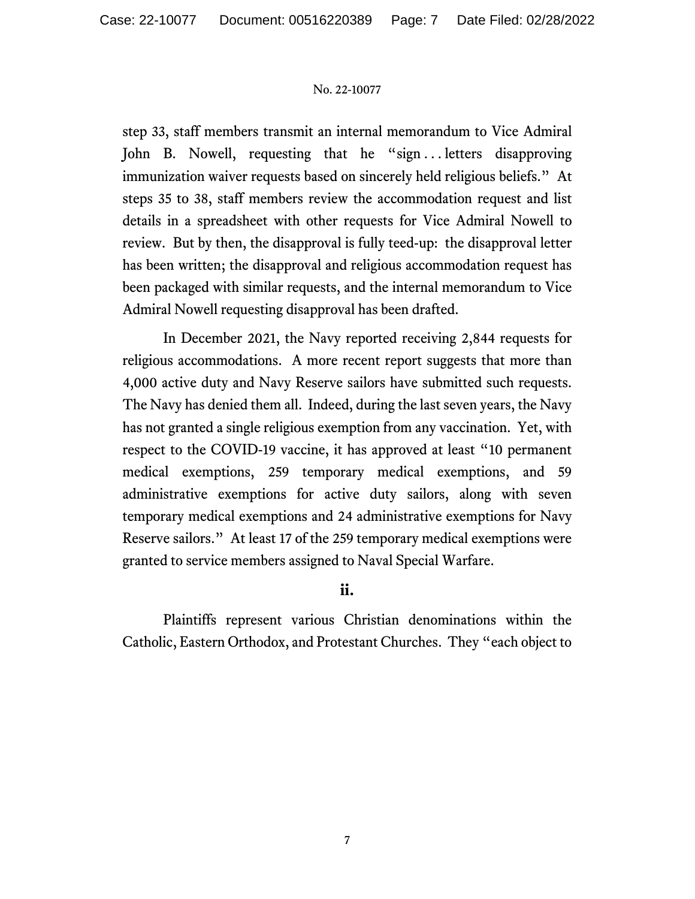step 33, staff members transmit an internal memorandum to Vice Admiral John B. Nowell, requesting that he "sign . . . letters disapproving immunization waiver requests based on sincerely held religious beliefs." At steps 35 to 38, staff members review the accommodation request and list details in a spreadsheet with other requests for Vice Admiral Nowell to review. But by then, the disapproval is fully teed-up: the disapproval letter has been written; the disapproval and religious accommodation request has been packaged with similar requests, and the internal memorandum to Vice Admiral Nowell requesting disapproval has been drafted.

In December 2021, the Navy reported receiving 2,844 requests for religious accommodations. A more recent report suggests that more than 4,000 active duty and Navy Reserve sailors have submitted such requests. The Navy has denied them all. Indeed, during the last seven years, the Navy has not granted a single religious exemption from any vaccination. Yet, with respect to the COVID-19 vaccine, it has approved at least "10 permanent medical exemptions, 259 temporary medical exemptions, and 59 administrative exemptions for active duty sailors, along with seven temporary medical exemptions and 24 administrative exemptions for Navy Reserve sailors." At least 17 of the 259 temporary medical exemptions were granted to service members assigned to Naval Special Warfare.

### ii.

Plaintiffs represent various Christian denominations within the Catholic, Eastern Orthodox, and Protestant Churches. They "each object to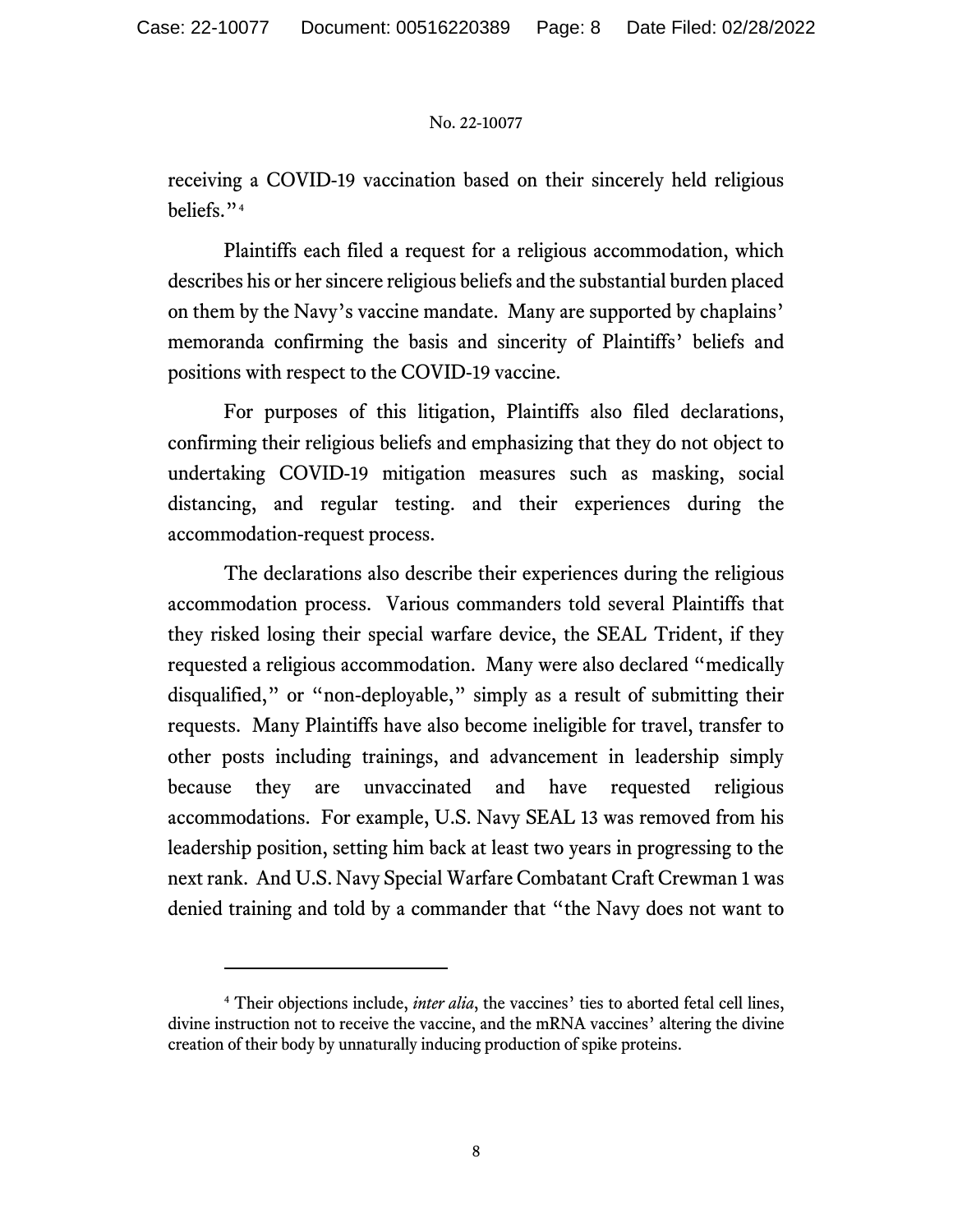receiving a COVID-19 vaccination based on their sincerely held religious beliefs."[4]

Plaintiffs each filed a request for a religious accommodation, which describes his or her sincere religious beliefs and the substantial burden placed on them by the Navy's vaccine mandate. Many are supported by chaplains' memoranda confirming the basis and sincerity of Plaintiffs' beliefs and positions with respect to the COVID-19 vaccine.

For purposes of this litigation, Plaintiffs also filed declarations, confirming their religious beliefs and emphasizing that they do not object to undertaking COVID-19 mitigation measures such as masking, social distancing, and regular testing. and their experiences during the accommodation-request process.

The declarations also describe their experiences during the religious accommodation process. Various commanders told several Plaintiffs that they risked losing their special warfare device, the SEAL Trident, if they requested a religious accommodation. Many were also declared "medically disqualified," or "non-deployable," simply as a result of submitting their requests. Many Plaintiffs have also become ineligible for travel, transfer to other posts including trainings, and advancement in leadership simply because they are unvaccinated and have requested religious accommodations. For example, U.S. Navy SEAL 13 was removed from his leadership position, setting him back at least two years in progressing to the next rank. And U.S. Navy Special Warfare Combatant Craft Crewman 1 was denied training and told by a commander that "the Navy does not want to

---

[4] Their objections include, *inter alia*, the vaccines' ties to aborted fetal cell lines, divine instruction not to receive the vaccine, and the mRNA vaccines' altering the divine creation of their body by unnaturally inducing production of spike proteins.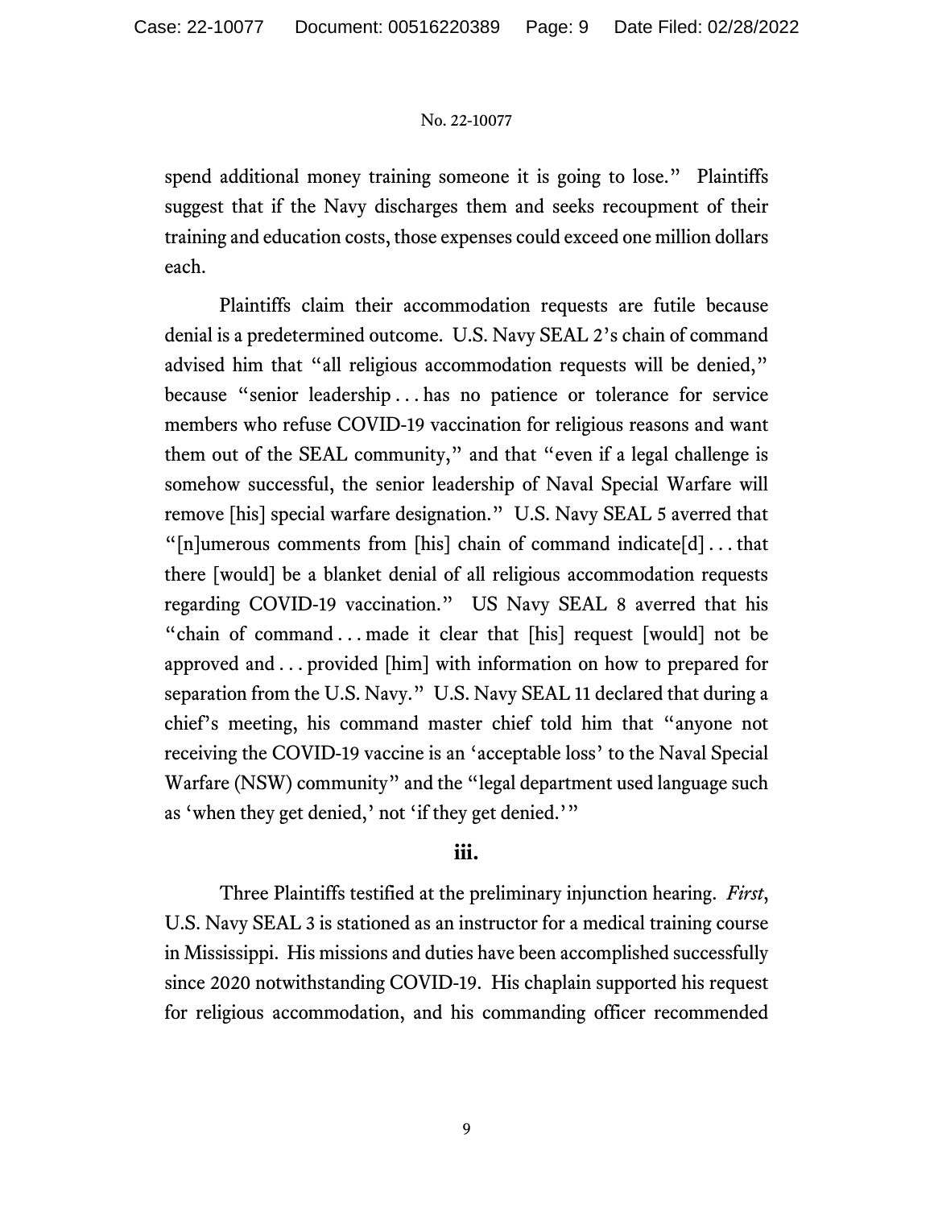spend additional money training someone it is going to lose." Plaintiffs suggest that if the Navy discharges them and seeks recoupment of their training and education costs, those expenses could exceed one million dollars each.

Plaintiffs claim their accommodation requests are futile because denial is a predetermined outcome. U.S. Navy SEAL 2's chain of command advised him that "all religious accommodation requests will be denied," because "senior leadership . . . has no patience or tolerance for service members who refuse COVID-19 vaccination for religious reasons and want them out of the SEAL community," and that "even if a legal challenge is somehow successful, the senior leadership of Naval Special Warfare will remove [his] special warfare designation." U.S. Navy SEAL 5 averred that "[n]umerous comments from [his] chain of command indicate[d] . . . that there [would] be a blanket denial of all religious accommodation requests regarding COVID-19 vaccination." US Navy SEAL 8 averred that his "chain of command . . . made it clear that [his] request [would] not be approved and . . . provided [him] with information on how to prepared for separation from the U.S. Navy." U.S. Navy SEAL 11 declared that during a chief's meeting, his command master chief told him that "anyone not receiving the COVID-19 vaccine is an 'acceptable loss' to the Naval Special Warfare (NSW) community" and the "legal department used language such as 'when they get denied,' not 'if they get denied.'"

### iii.

Three Plaintiffs testified at the preliminary injunction hearing. *First*, U.S. Navy SEAL 3 is stationed as an instructor for a medical training course in Mississippi. His missions and duties have been accomplished successfully since 2020 notwithstanding COVID-19. His chaplain supported his request for religious accommodation, and his commanding officer recommended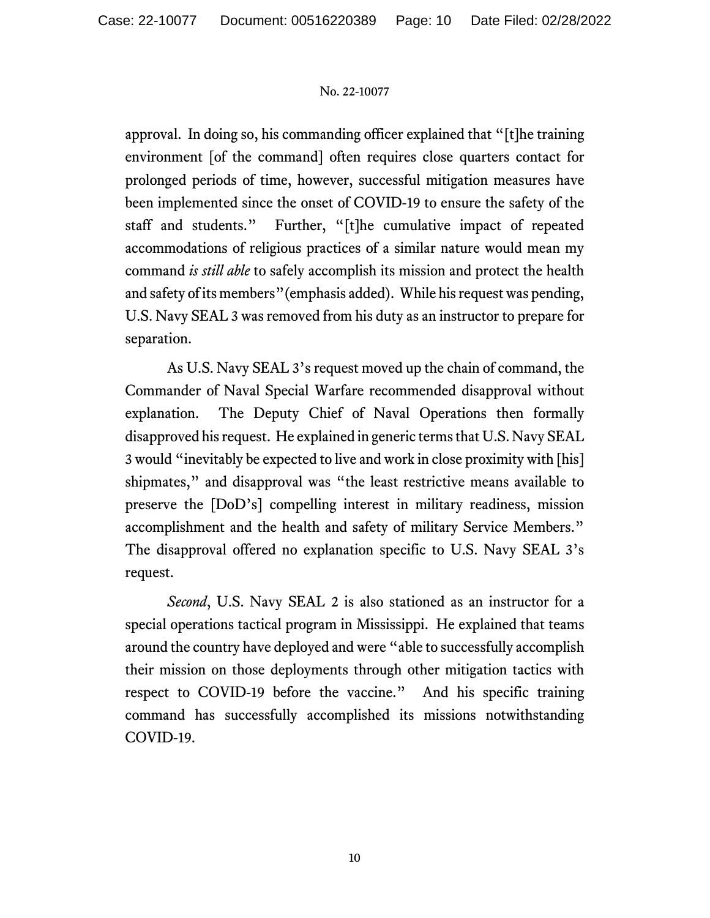approval. In doing so, his commanding officer explained that "[t]he training environment [of the command] often requires close quarters contact for prolonged periods of time, however, successful mitigation measures have been implemented since the onset of COVID-19 to ensure the safety of the staff and students." Further, "[t]he cumulative impact of repeated accommodations of religious practices of a similar nature would mean my command *is still able* to safely accomplish its mission and protect the health and safety of its members"(emphasis added). While his request was pending, U.S. Navy SEAL 3 was removed from his duty as an instructor to prepare for separation.

As U.S. Navy SEAL 3's request moved up the chain of command, the Commander of Naval Special Warfare recommended disapproval without explanation. The Deputy Chief of Naval Operations then formally disapproved his request. He explained in generic terms that U.S. Navy SEAL 3 would "inevitably be expected to live and work in close proximity with [his] shipmates," and disapproval was "the least restrictive means available to preserve the [DoD's] compelling interest in military readiness, mission accomplishment and the health and safety of military Service Members." The disapproval offered no explanation specific to U.S. Navy SEAL 3's request.

*Second*, U.S. Navy SEAL 2 is also stationed as an instructor for a special operations tactical program in Mississippi. He explained that teams around the country have deployed and were "able to successfully accomplish their mission on those deployments through other mitigation tactics with respect to COVID-19 before the vaccine." And his specific training command has successfully accomplished its missions notwithstanding COVID-19.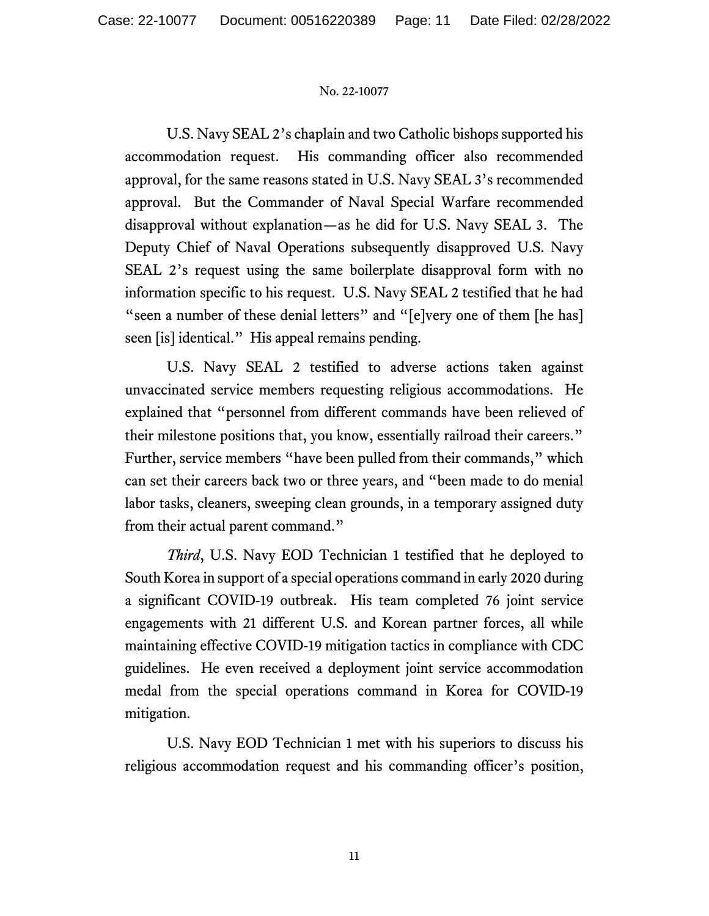U.S. Navy SEAL 2's chaplain and two Catholic bishops supported his accommodation request. His commanding officer also recommended approval, for the same reasons stated in U.S. Navy SEAL 3's recommended approval. But the Commander of Naval Special Warfare recommended disapproval without explanation—as he did for U.S. Navy SEAL 3. The Deputy Chief of Naval Operations subsequently disapproved U.S. Navy SEAL 2's request using the same boilerplate disapproval form with no information specific to his request. U.S. Navy SEAL 2 testified that he had "seen a number of these denial letters" and "[e]very one of them [he has] seen [is] identical." His appeal remains pending.

U.S. Navy SEAL 2 testified to adverse actions taken against unvaccinated service members requesting religious accommodations. He explained that "personnel from different commands have been relieved of their milestone positions that, you know, essentially railroad their careers." Further, service members "have been pulled from their commands," which can set their careers back two or three years, and "been made to do menial labor tasks, cleaners, sweeping clean grounds, in a temporary assigned duty from their actual parent command."

*Third*, U.S. Navy EOD Technician 1 testified that he deployed to South Korea in support of a special operations command in early 2020 during a significant COVID-19 outbreak. His team completed 76 joint service engagements with 21 different U.S. and Korean partner forces, all while maintaining effective COVID-19 mitigation tactics in compliance with CDC guidelines. He even received a deployment joint service accommodation medal from the special operations command in Korea for COVID-19 mitigation.

U.S. Navy EOD Technician 1 met with his superiors to discuss his religious accommodation request and his commanding officer's position,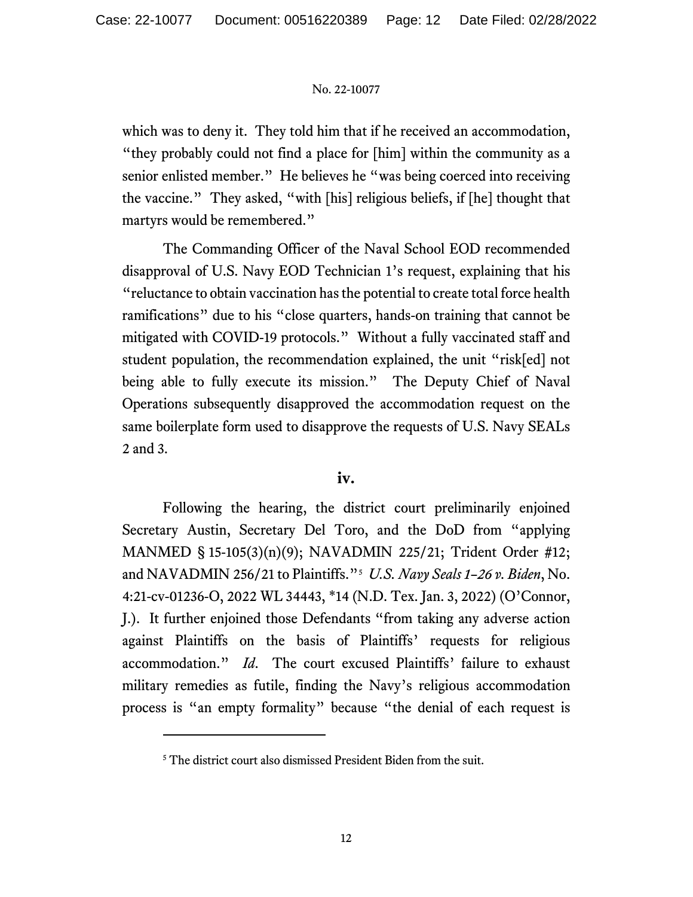which was to deny it. They told him that if he received an accommodation, "they probably could not find a place for [him] within the community as a senior enlisted member." He believes he "was being coerced into receiving the vaccine." They asked, "with [his] religious beliefs, if [he] thought that martyrs would be remembered."

The Commanding Officer of the Naval School EOD recommended disapproval of U.S. Navy EOD Technician 1's request, explaining that his "reluctance to obtain vaccination has the potential to create total force health ramifications" due to his "close quarters, hands-on training that cannot be mitigated with COVID-19 protocols." Without a fully vaccinated staff and student population, the recommendation explained, the unit "risk[ed] not being able to fully execute its mission." The Deputy Chief of Naval Operations subsequently disapproved the accommodation request on the same boilerplate form used to disapprove the requests of U.S. Navy SEALs 2 and 3.

### iv.

Following the hearing, the district court preliminarily enjoined Secretary Austin, Secretary Del Toro, and the DoD from "applying MANMED § 15-105(3)(n)(9); NAVADMIN 225/21; Trident Order #12; and NAVADMIN 256/21 to Plaintiffs."[5] *U.S. Navy Seals 1–26 v. Biden*, No. 4:21-cv-01236-O, 2022 WL 34443, *14 (N.D. Tex. Jan. 3, 2022) (O'Connor, J.). It further enjoined those Defendants "from taking any adverse action against Plaintiffs on the basis of Plaintiffs' requests for religious accommodation." *Id*. The court excused Plaintiffs' failure to exhaust military remedies as futile, finding the Navy's religious accommodation process is "an empty formality" because "the denial of each request is

---

[5] The district court also dismissed President Biden from the suit.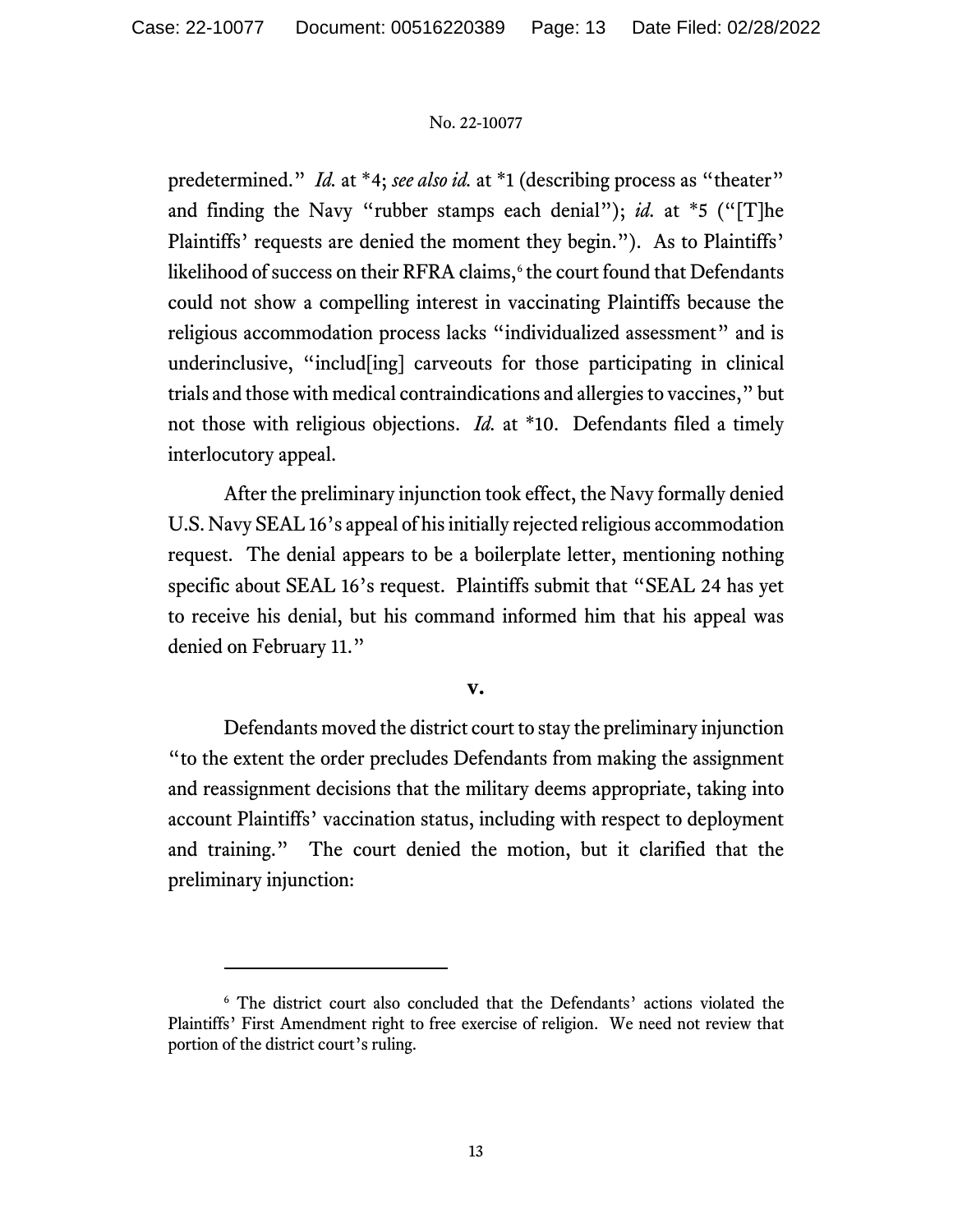predetermined." *Id.* at *4; *see also id.* at *1 (describing process as "theater" and finding the Navy "rubber stamps each denial"); *id.* at *5 ("[T]he Plaintiffs' requests are denied the moment they begin."). As to Plaintiffs' likelihood of success on their RFRA claims,[6] the court found that Defendants could not show a compelling interest in vaccinating Plaintiffs because the religious accommodation process lacks "individualized assessment" and is underinclusive, "includ[ing] carveouts for those participating in clinical trials and those with medical contraindications and allergies to vaccines," but not those with religious objections. *Id.* at *10. Defendants filed a timely interlocutory appeal.

After the preliminary injunction took effect, the Navy formally denied U.S. Navy SEAL 16's appeal of his initially rejected religious accommodation request. The denial appears to be a boilerplate letter, mentioning nothing specific about SEAL 16's request. Plaintiffs submit that "SEAL 24 has yet to receive his denial, but his command informed him that his appeal was denied on February 11."

## V.

Defendants moved the district court to stay the preliminary injunction "to the extent the order precludes Defendants from making the assignment and reassignment decisions that the military deems appropriate, taking into account Plaintiffs' vaccination status, including with respect to deployment and training." The court denied the motion, but it clarified that the preliminary injunction:

---

[6] The district court also concluded that the Defendants' actions violated the Plaintiffs' First Amendment right to free exercise of religion. We need not review that portion of the district court's ruling.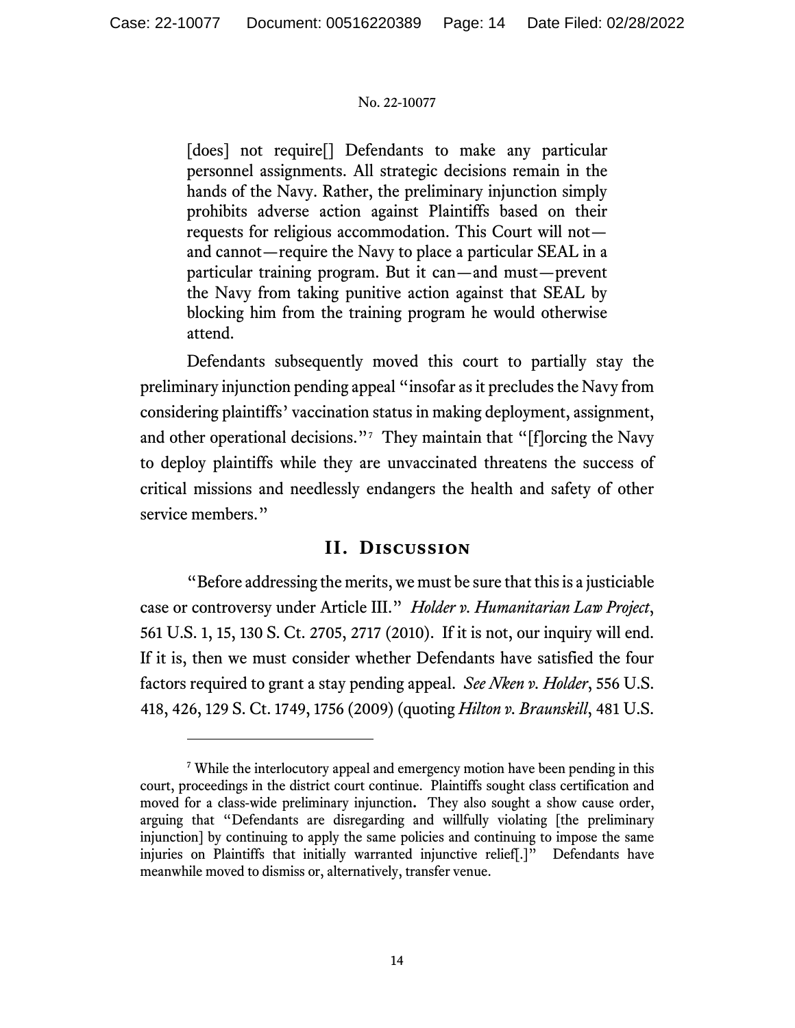> [does] not require[] Defendants to make any particular personnel assignments. All strategic decisions remain in the hands of the Navy. Rather, the preliminary injunction simply prohibits adverse action against Plaintiffs based on their requests for religious accommodation. This Court will not—and cannot—require the Navy to place a particular SEAL in a particular training program. But it can—and must—prevent the Navy from taking punitive action against that SEAL by blocking him from the training program he would otherwise attend.

Defendants subsequently moved this court to partially stay the preliminary injunction pending appeal "insofar as it precludes the Navy from considering plaintiffs' vaccination status in making deployment, assignment, and other operational decisions."[7] They maintain that "[f]orcing the Navy to deploy plaintiffs while they are unvaccinated threatens the success of critical missions and needlessly endangers the health and safety of other service members."

## II. Discussion

"Before addressing the merits, we must be sure that this is a justiciable case or controversy under Article III." *Holder v. Humanitarian Law Project*, 561 U.S. 1, 15, 130 S. Ct. 2705, 2717 (2010). If it is not, our inquiry will end. If it is, then we must consider whether Defendants have satisfied the four factors required to grant a stay pending appeal. *See Nken v. Holder*, 556 U.S. 418, 426, 129 S. Ct. 1749, 1756 (2009) (quoting *Hilton v. Braunskill*, 481 U.S.

---

[7] While the interlocutory appeal and emergency motion have been pending in this court, proceedings in the district court continue. Plaintiffs sought class certification and moved for a class-wide preliminary injunction. They also sought a show cause order, arguing that "Defendants are disregarding and willfully violating [the preliminary injunction] by continuing to apply the same policies and continuing to impose the same injuries on Plaintiffs that initially warranted injunctive relief[.]" Defendants have meanwhile moved to dismiss or, alternatively, transfer venue.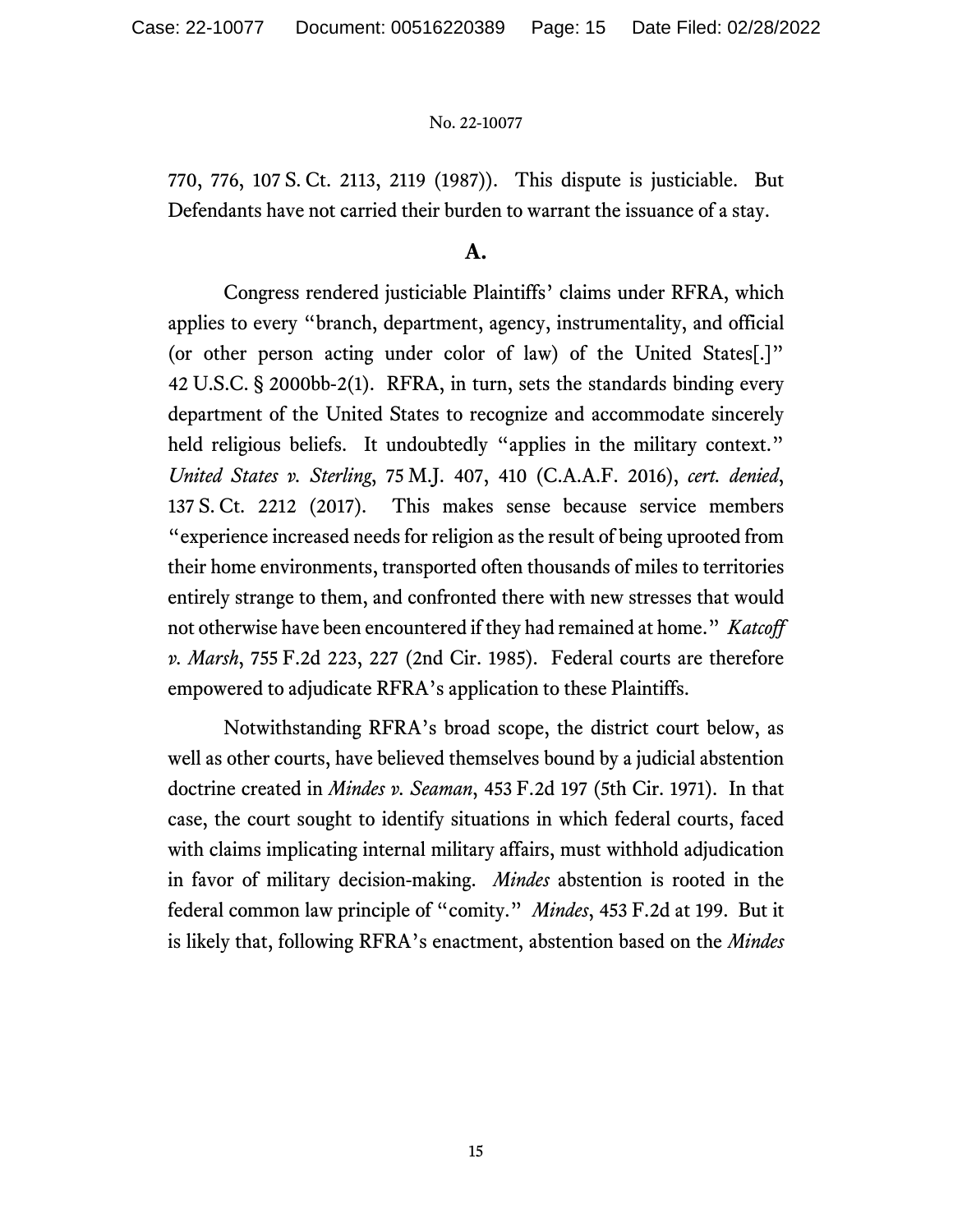770, 776, 107 S. Ct. 2113, 2119 (1987)). This dispute is justiciable. But Defendants have not carried their burden to warrant the issuance of a stay.

### A.

Congress rendered justiciable Plaintiffs' claims under RFRA, which applies to every "branch, department, agency, instrumentality, and official (or other person acting under color of law) of the United States[.]" 42 U.S.C. § 2000bb-2(1). RFRA, in turn, sets the standards binding every department of the United States to recognize and accommodate sincerely held religious beliefs. It undoubtedly "applies in the military context." *United States v. Sterling*, 75 M.J. 407, 410 (C.A.A.F. 2016), *cert. denied*, 137 S. Ct. 2212 (2017). This makes sense because service members "experience increased needs for religion as the result of being uprooted from their home environments, transported often thousands of miles to territories entirely strange to them, and confronted there with new stresses that would not otherwise have been encountered if they had remained at home." *Katcoff v. Marsh*, 755 F.2d 223, 227 (2nd Cir. 1985). Federal courts are therefore empowered to adjudicate RFRA's application to these Plaintiffs.

Notwithstanding RFRA's broad scope, the district court below, as well as other courts, have believed themselves bound by a judicial abstention doctrine created in *Mindes v. Seaman*, 453 F.2d 197 (5th Cir. 1971). In that case, the court sought to identify situations in which federal courts, faced with claims implicating internal military affairs, must withhold adjudication in favor of military decision-making. *Mindes* abstention is rooted in the federal common law principle of "comity." *Mindes*, 453 F.2d at 199. But it is likely that, following RFRA's enactment, abstention based on the *Mindes*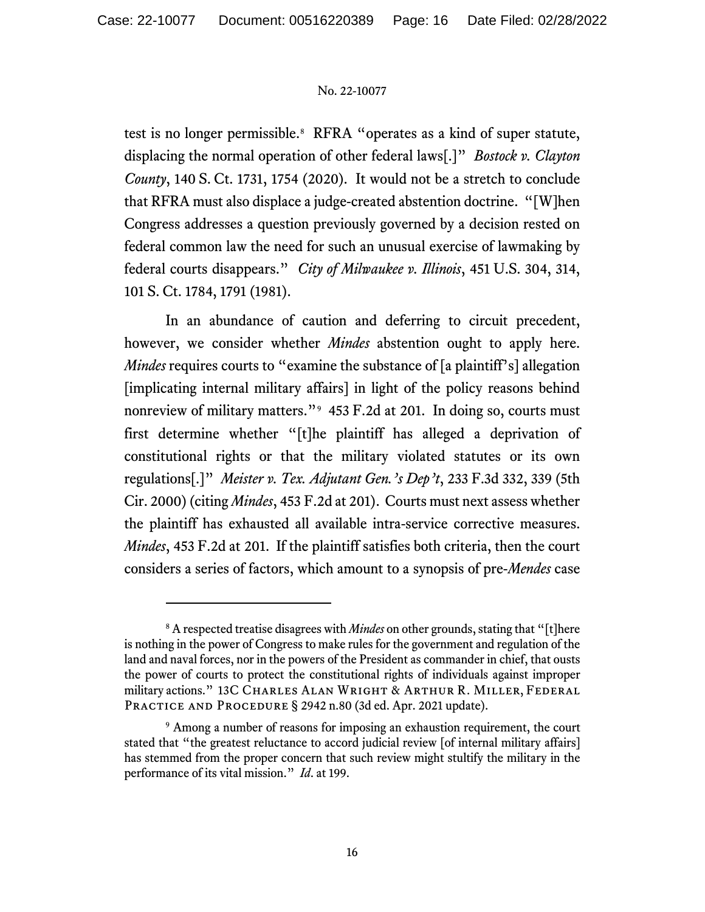test is no longer permissible.[8] RFRA "operates as a kind of super statute, displacing the normal operation of other federal laws[.]" *Bostock v. Clayton County*, 140 S. Ct. 1731, 1754 (2020). It would not be a stretch to conclude that RFRA must also displace a judge-created abstention doctrine. "[W]hen Congress addresses a question previously governed by a decision rested on federal common law the need for such an unusual exercise of lawmaking by federal courts disappears." *City of Milwaukee v. Illinois*, 451 U.S. 304, 314, 101 S. Ct. 1784, 1791 (1981).

In an abundance of caution and deferring to circuit precedent, however, we consider whether *Mindes* abstention ought to apply here. *Mindes* requires courts to "examine the substance of [a plaintiff's] allegation [implicating internal military affairs] in light of the policy reasons behind nonreview of military matters."[9] 453 F.2d at 201. In doing so, courts must first determine whether "[t]he plaintiff has alleged a deprivation of constitutional rights or that the military violated statutes or its own regulations[.]" *Meister v. Tex. Adjutant Gen.'s Dep't*, 233 F.3d 332, 339 (5th Cir. 2000) (citing *Mindes*, 453 F.2d at 201). Courts must next assess whether the plaintiff has exhausted all available intra-service corrective measures. *Mindes*, 453 F.2d at 201. If the plaintiff satisfies both criteria, then the court considers a series of factors, which amount to a synopsis of pre-*Mendes* case

---

[8] A respected treatise disagrees with *Mindes* on other grounds, stating that "[t]here is nothing in the power of Congress to make rules for the government and regulation of the land and naval forces, nor in the powers of the President as commander in chief, that ousts the power of courts to protect the constitutional rights of individuals against improper military actions." 13C Charles Alan Wright & Arthur R. Miller, Federal Practice and Procedure § 2942 n.80 (3d ed. Apr. 2021 update).

[9] Among a number of reasons for imposing an exhaustion requirement, the court stated that "the greatest reluctance to accord judicial review [of internal military affairs] has stemmed from the proper concern that such review might stultify the military in the performance of its vital mission." *Id*. at 199.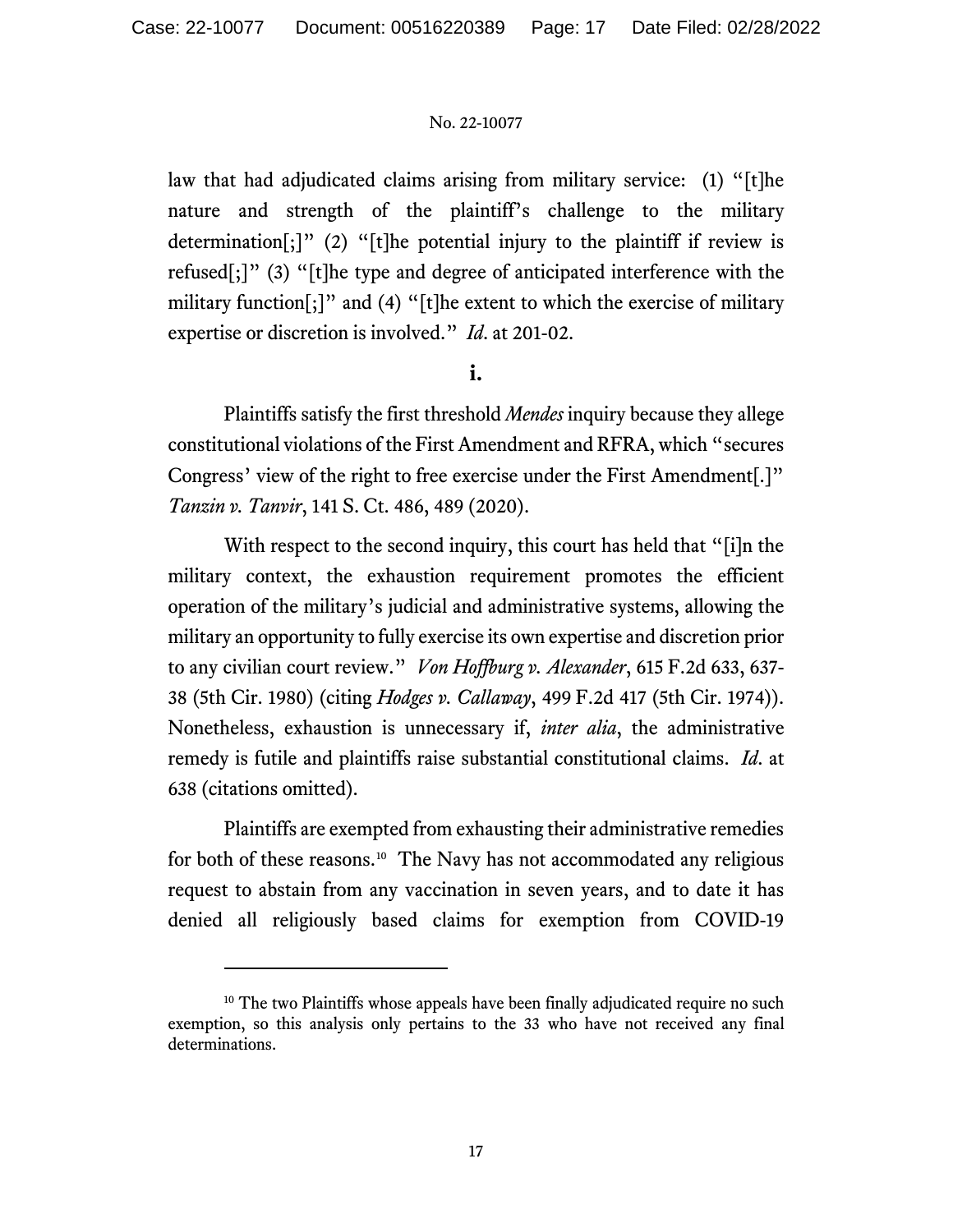law that had adjudicated claims arising from military service: (1) "[t]he nature and strength of the plaintiff's challenge to the military determination[;]" (2) "[t]he potential injury to the plaintiff if review is refused[;]" (3) "[t]he type and degree of anticipated interference with the military function[;]" and (4) "[t]he extent to which the exercise of military expertise or discretion is involved." *Id*. at 201-02.

**i.**

Plaintiffs satisfy the first threshold *Mendes* inquiry because they allege constitutional violations of the First Amendment and RFRA, which "secures Congress' view of the right to free exercise under the First Amendment[.]" *Tanzin v. Tanvir*, 141 S. Ct. 486, 489 (2020).

With respect to the second inquiry, this court has held that "[i]n the military context, the exhaustion requirement promotes the efficient operation of the military's judicial and administrative systems, allowing the military an opportunity to fully exercise its own expertise and discretion prior to any civilian court review." *Von Hoffburg v. Alexander*, 615 F.2d 633, 637-38 (5th Cir. 1980) (citing *Hodges v. Callaway*, 499 F.2d 417 (5th Cir. 1974)). Nonetheless, exhaustion is unnecessary if, *inter alia*, the administrative remedy is futile and plaintiffs raise substantial constitutional claims. *Id*. at 638 (citations omitted).

Plaintiffs are exempted from exhausting their administrative remedies for both of these reasons.[10] The Navy has not accommodated any religious request to abstain from any vaccination in seven years, and to date it has denied all religiously based claims for exemption from COVID-19

---

[10] The two Plaintiffs whose appeals have been finally adjudicated require no such exemption, so this analysis only pertains to the 33 who have not received any final determinations.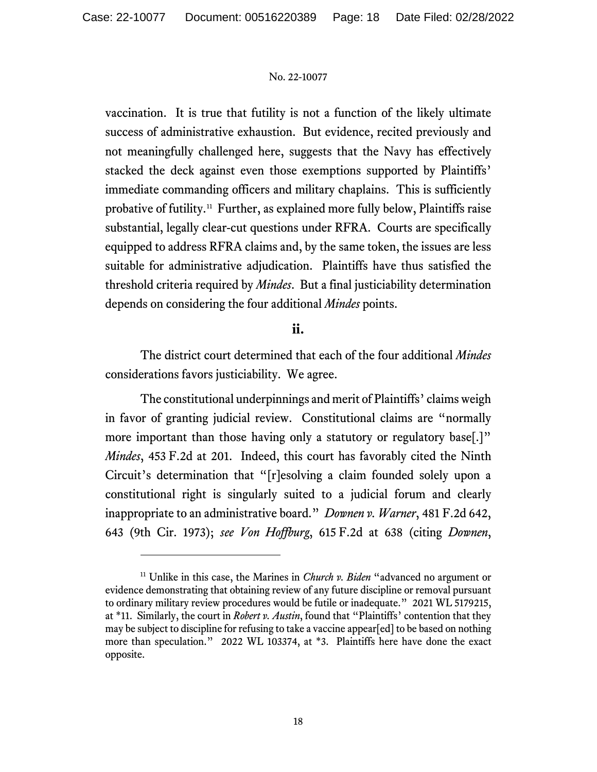vaccination. It is true that futility is not a function of the likely ultimate success of administrative exhaustion. But evidence, recited previously and not meaningfully challenged here, suggests that the Navy has effectively stacked the deck against even those exemptions supported by Plaintiffs' immediate commanding officers and military chaplains. This is sufficiently probative of futility.[11] Further, as explained more fully below, Plaintiffs raise substantial, legally clear-cut questions under RFRA. Courts are specifically equipped to address RFRA claims and, by the same token, the issues are less suitable for administrative adjudication. Plaintiffs have thus satisfied the threshold criteria required by *Mindes*. But a final justiciability determination depends on considering the four additional *Mindes* points.

**ii.**

The district court determined that each of the four additional *Mindes* considerations favors justiciability. We agree.

The constitutional underpinnings and merit of Plaintiffs' claims weigh in favor of granting judicial review. Constitutional claims are "normally more important than those having only a statutory or regulatory base[.]" *Mindes*, 453 F.2d at 201. Indeed, this court has favorably cited the Ninth Circuit's determination that "[r]esolving a claim founded solely upon a constitutional right is singularly suited to a judicial forum and clearly inappropriate to an administrative board." *Downen v. Warner*, 481 F.2d 642, 643 (9th Cir. 1973); *see Von Hoffburg*, 615 F.2d at 638 (citing *Downen*,

---

[11] Unlike in this case, the Marines in *Church v. Biden* "advanced no argument or evidence demonstrating that obtaining review of any future discipline or removal pursuant to ordinary military review procedures would be futile or inadequate." 2021 WL 5179215, at *11. Similarly, the court in *Robert v. Austin*, found that "Plaintiffs' contention that they may be subject to discipline for refusing to take a vaccine appear[ed] to be based on nothing more than speculation." 2022 WL 103374, at *3. Plaintiffs here have done the exact opposite.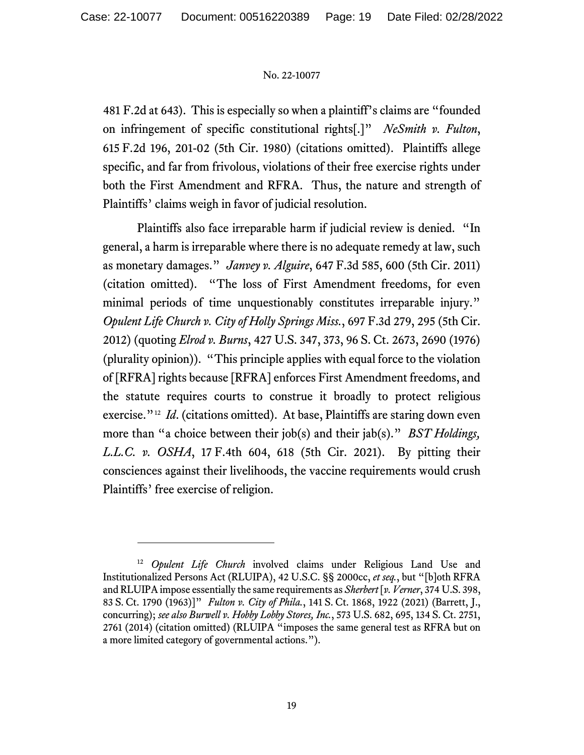481 F.2d at 643). This is especially so when a plaintiff's claims are "founded on infringement of specific constitutional rights[.]" *NeSmith v. Fulton*, 615 F.2d 196, 201-02 (5th Cir. 1980) (citations omitted). Plaintiffs allege specific, and far from frivolous, violations of their free exercise rights under both the First Amendment and RFRA. Thus, the nature and strength of Plaintiffs' claims weigh in favor of judicial resolution.

Plaintiffs also face irreparable harm if judicial review is denied. "In general, a harm is irreparable where there is no adequate remedy at law, such as monetary damages." *Janvey v. Alguire*, 647 F.3d 585, 600 (5th Cir. 2011) (citation omitted). "The loss of First Amendment freedoms, for even minimal periods of time unquestionably constitutes irreparable injury." *Opulent Life Church v. City of Holly Springs Miss.*, 697 F.3d 279, 295 (5th Cir. 2012) (quoting *Elrod v. Burns*, 427 U.S. 347, 373, 96 S. Ct. 2673, 2690 (1976) (plurality opinion)). "This principle applies with equal force to the violation of [RFRA] rights because [RFRA] enforces First Amendment freedoms, and the statute requires courts to construe it broadly to protect religious exercise."[12] *Id.* (citations omitted). At base, Plaintiffs are staring down even more than "a choice between their job(s) and their jab(s)." *BST Holdings, L.L.C. v. OSHA*, 17 F.4th 604, 618 (5th Cir. 2021). By pitting their consciences against their livelihoods, the vaccine requirements would crush Plaintiffs' free exercise of religion.

---

[12] *Opulent Life Church* involved claims under Religious Land Use and Institutionalized Persons Act (RLUIPA), 42 U.S.C. §§ 2000cc, *et seq.*, but "[b]oth RFRA and RLUIPA impose essentially the same requirements as *Sherbert* [*v. Verner*, 374 U.S. 398, 83 S. Ct. 1790 (1963)]" *Fulton v. City of Phila.*, 141 S. Ct. 1868, 1922 (2021) (Barrett, J., concurring); *see also Burwell v. Hobby Lobby Stores, Inc.*, 573 U.S. 682, 695, 134 S. Ct. 2751, 2761 (2014) (citation omitted) (RLUIPA "imposes the same general test as RFRA but on a more limited category of governmental actions.").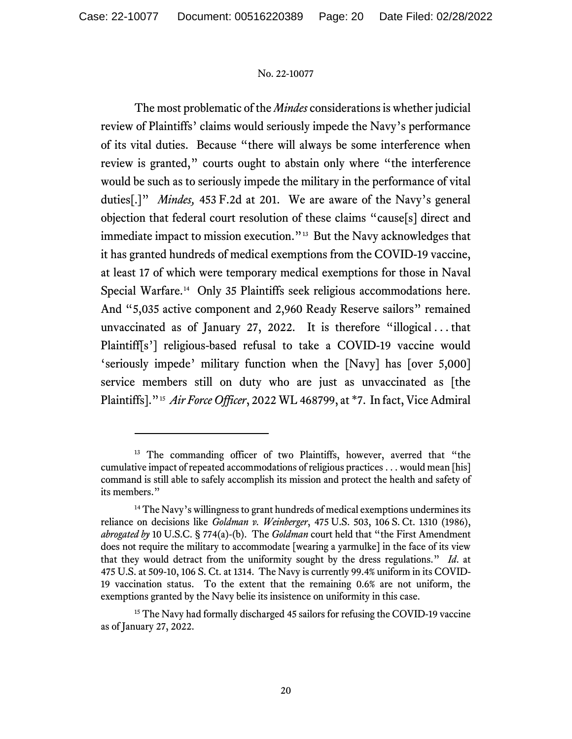The most problematic of the *Mindes* considerations is whether judicial review of Plaintiffs' claims would seriously impede the Navy's performance of its vital duties. Because "there will always be some interference when review is granted," courts ought to abstain only where "the interference would be such as to seriously impede the military in the performance of vital duties[.]" *Mindes,* 453 F.2d at 201. We are aware of the Navy's general objection that federal court resolution of these claims "cause[s] direct and immediate impact to mission execution."[13] But the Navy acknowledges that it has granted hundreds of medical exemptions from the COVID-19 vaccine, at least 17 of which were temporary medical exemptions for those in Naval Special Warfare.[14] Only 35 Plaintiffs seek religious accommodations here. And "5,035 active component and 2,960 Ready Reserve sailors" remained unvaccinated as of January 27, 2022. It is therefore "illogical . . . that Plaintiff[s'] religious-based refusal to take a COVID-19 vaccine would 'seriously impede' military function when the [Navy] has [over 5,000] service members still on duty who are just as unvaccinated as [the Plaintiffs]."[15] *Air Force Officer*, 2022 WL 468799, at *7. In fact, Vice Admiral

---

[13] The commanding officer of two Plaintiffs, however, averred that "the cumulative impact of repeated accommodations of religious practices . . . would mean [his] command is still able to safely accomplish its mission and protect the health and safety of its members."

[14] The Navy's willingness to grant hundreds of medical exemptions undermines its reliance on decisions like *Goldman v. Weinberger*, 475 U.S. 503, 106 S. Ct. 1310 (1986), *abrogated by* 10 U.S.C. § 774(a)-(b). The *Goldman* court held that "the First Amendment does not require the military to accommodate [wearing a yarmulke] in the face of its view that they would detract from the uniformity sought by the dress regulations." *Id*. at 475 U.S. at 509-10, 106 S. Ct. at 1314. The Navy is currently 99.4% uniform in its COVID-19 vaccination status. To the extent that the remaining 0.6% are not uniform, the exemptions granted by the Navy belie its insistence on uniformity in this case.

[15] The Navy had formally discharged 45 sailors for refusing the COVID-19 vaccine as of January 27, 2022.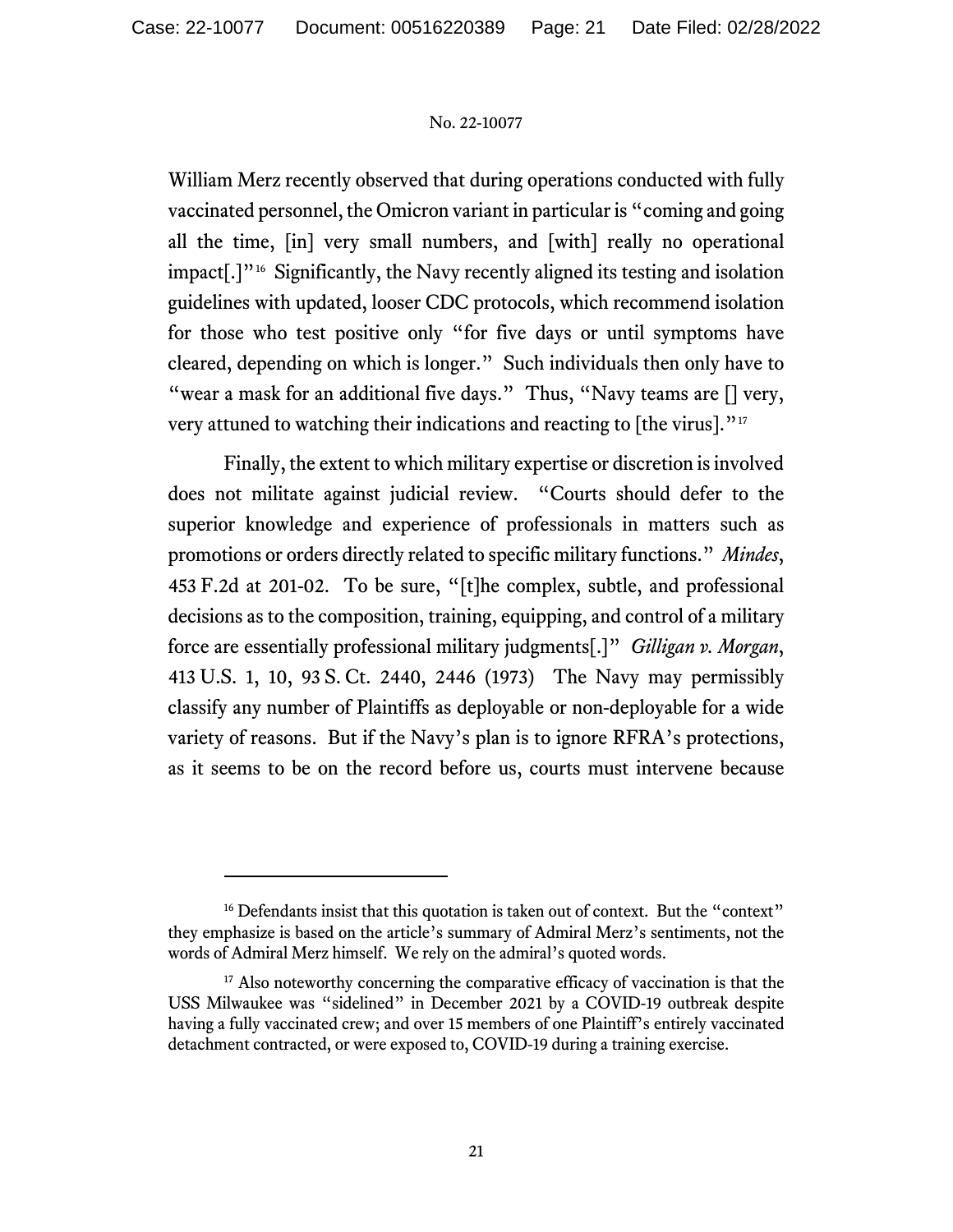William Merz recently observed that during operations conducted with fully vaccinated personnel, the Omicron variant in particular is "coming and going all the time, [in] very small numbers, and [with] really no operational impact[.]"[16] Significantly, the Navy recently aligned its testing and isolation guidelines with updated, looser CDC protocols, which recommend isolation for those who test positive only "for five days or until symptoms have cleared, depending on which is longer." Such individuals then only have to "wear a mask for an additional five days." Thus, "Navy teams are [] very, very attuned to watching their indications and reacting to [the virus]."[17]

Finally, the extent to which military expertise or discretion is involved does not militate against judicial review. "Courts should defer to the superior knowledge and experience of professionals in matters such as promotions or orders directly related to specific military functions." *Mindes*, 453 F.2d at 201-02. To be sure, "[t]he complex, subtle, and professional decisions as to the composition, training, equipping, and control of a military force are essentially professional military judgments[.]" *Gilligan v. Morgan*, 413 U.S. 1, 10, 93 S. Ct. 2440, 2446 (1973) The Navy may permissibly classify any number of Plaintiffs as deployable or non-deployable for a wide variety of reasons. But if the Navy's plan is to ignore RFRA's protections, as it seems to be on the record before us, courts must intervene because

---

[16] Defendants insist that this quotation is taken out of context. But the "context" they emphasize is based on the article's summary of Admiral Merz's sentiments, not the words of Admiral Merz himself. We rely on the admiral's quoted words.

[17] Also noteworthy concerning the comparative efficacy of vaccination is that the USS Milwaukee was "sidelined" in December 2021 by a COVID-19 outbreak despite having a fully vaccinated crew; and over 15 members of one Plaintiff's entirely vaccinated detachment contracted, or were exposed to, COVID-19 during a training exercise.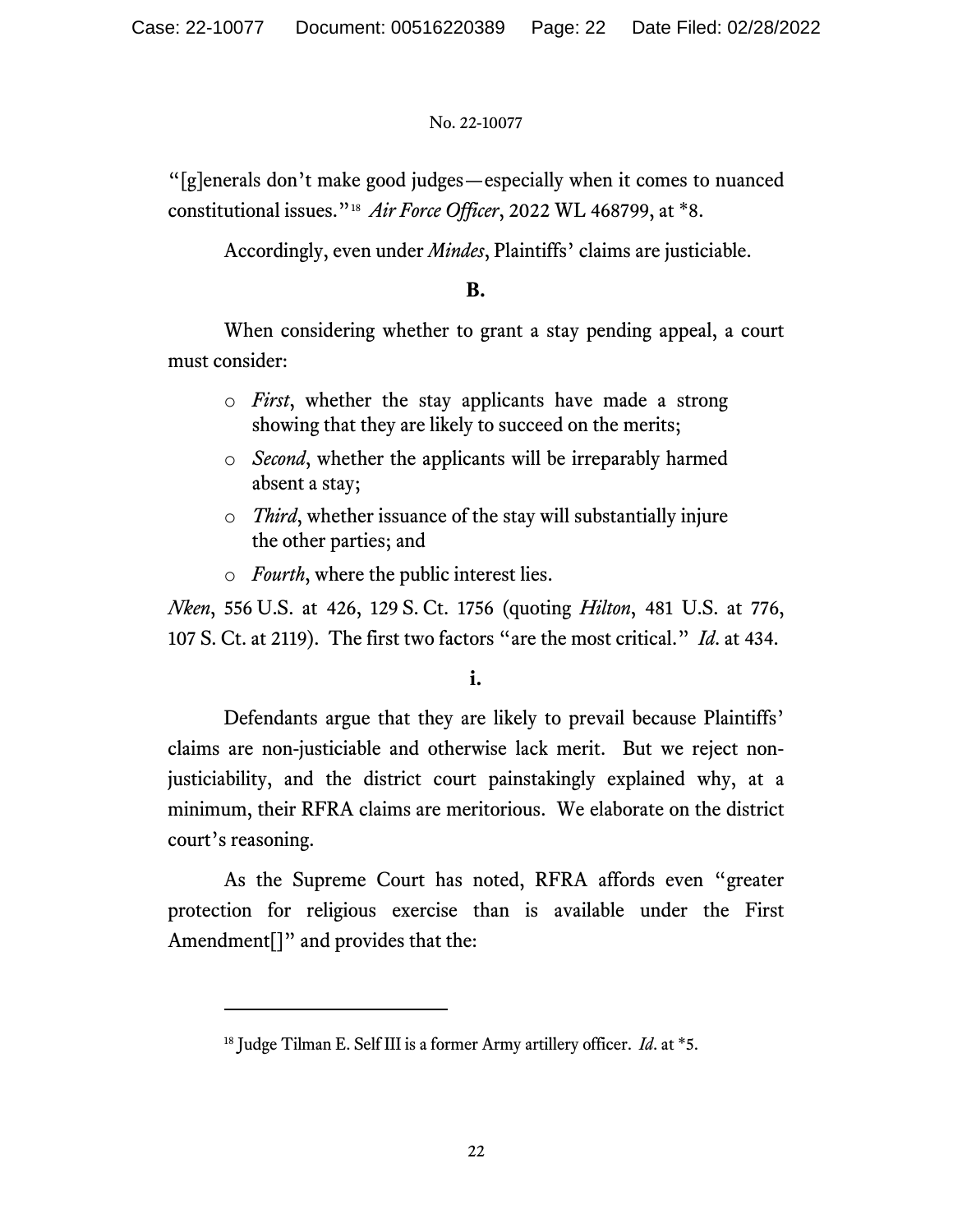"[g]enerals don't make good judges—especially when it comes to nuanced constitutional issues."[18] *Air Force Officer*, 2022 WL 468799, at *8.

Accordingly, even under *Mindes*, Plaintiffs' claims are justiciable.

**B.**

When considering whether to grant a stay pending appeal, a court must consider:

- *First*, whether the stay applicants have made a strong showing that they are likely to succeed on the merits;
- *Second*, whether the applicants will be irreparably harmed absent a stay;
- *Third*, whether issuance of the stay will substantially injure the other parties; and
- *Fourth*, where the public interest lies.

*Nken*, 556 U.S. at 426, 129 S. Ct. 1756 (quoting *Hilton*, 481 U.S. at 776, 107 S. Ct. at 2119). The first two factors "are the most critical." *Id*. at 434.

**i.**

Defendants argue that they are likely to prevail because Plaintiffs' claims are non-justiciable and otherwise lack merit. But we reject non-justiciability, and the district court painstakingly explained why, at a minimum, their RFRA claims are meritorious. We elaborate on the district court's reasoning.

As the Supreme Court has noted, RFRA affords even "greater protection for religious exercise than is available under the First Amendment[]" and provides that the:

---

[18] Judge Tilman E. Self III is a former Army artillery officer. *Id*. at *5.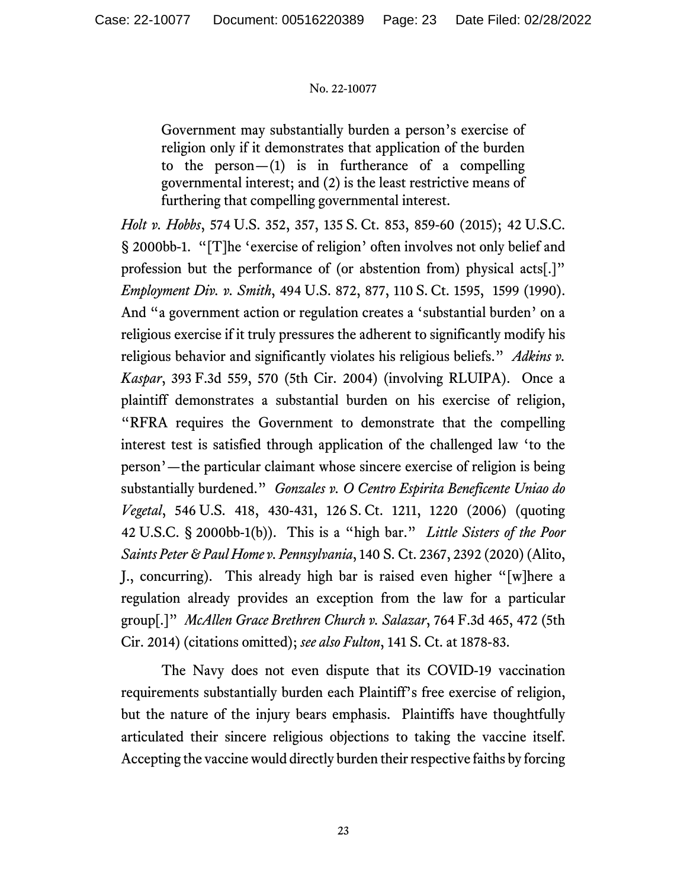> Government may substantially burden a person's exercise of religion only if it demonstrates that application of the burden to the person—(1) is in furtherance of a compelling governmental interest; and (2) is the least restrictive means of furthering that compelling governmental interest.

*Holt v. Hobbs*, 574 U.S. 352, 357, 135 S. Ct. 853, 859-60 (2015); 42 U.S.C. § 2000bb-1. "[T]he 'exercise of religion' often involves not only belief and profession but the performance of (or abstention from) physical acts[.]" *Employment Div. v. Smith*, 494 U.S. 872, 877, 110 S. Ct. 1595, 1599 (1990). And "a government action or regulation creates a 'substantial burden' on a religious exercise if it truly pressures the adherent to significantly modify his religious behavior and significantly violates his religious beliefs." *Adkins v. Kaspar*, 393 F.3d 559, 570 (5th Cir. 2004) (involving RLUIPA). Once a plaintiff demonstrates a substantial burden on his exercise of religion, "RFRA requires the Government to demonstrate that the compelling interest test is satisfied through application of the challenged law 'to the person'—the particular claimant whose sincere exercise of religion is being substantially burdened." *Gonzales v. O Centro Espirita Beneficente Uniao do Vegetal*, 546 U.S. 418, 430-431, 126 S. Ct. 1211, 1220 (2006) (quoting 42 U.S.C. § 2000bb-1(b)). This is a "high bar." *Little Sisters of the Poor Saints Peter & Paul Home v. Pennsylvania*, 140 S. Ct. 2367, 2392 (2020) (Alito, J., concurring). This already high bar is raised even higher "[w]here a regulation already provides an exception from the law for a particular group[.]" *McAllen Grace Brethren Church v. Salazar*, 764 F.3d 465, 472 (5th Cir. 2014) (citations omitted); *see also Fulton*, 141 S. Ct. at 1878-83.

The Navy does not even dispute that its COVID-19 vaccination requirements substantially burden each Plaintiff's free exercise of religion, but the nature of the injury bears emphasis. Plaintiffs have thoughtfully articulated their sincere religious objections to taking the vaccine itself. Accepting the vaccine would directly burden their respective faiths by forcing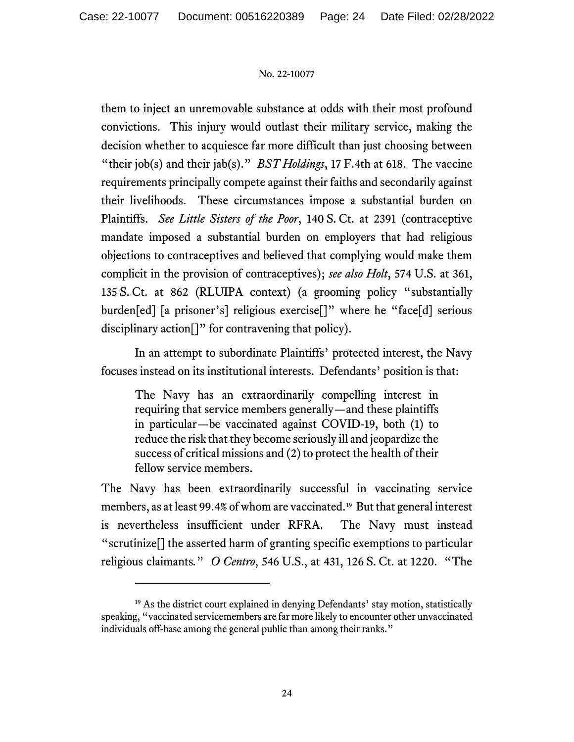them to inject an unremovable substance at odds with their most profound convictions. This injury would outlast their military service, making the decision whether to acquiesce far more difficult than just choosing between "their job(s) and their jab(s)." *BST Holdings*, 17 F.4th at 618. The vaccine requirements principally compete against their faiths and secondarily against their livelihoods. These circumstances impose a substantial burden on Plaintiffs. *See Little Sisters of the Poor*, 140 S. Ct. at 2391 (contraceptive mandate imposed a substantial burden on employers that had religious objections to contraceptives and believed that complying would make them complicit in the provision of contraceptives); *see also Holt*, 574 U.S. at 361, 135 S. Ct. at 862 (RLUIPA context) (a grooming policy "substantially burden[ed] [a prisoner's] religious exercise[]" where he "face[d] serious disciplinary action[]" for contravening that policy).

In an attempt to subordinate Plaintiffs' protected interest, the Navy focuses instead on its institutional interests. Defendants' position is that:

> The Navy has an extraordinarily compelling interest in requiring that service members generally—and these plaintiffs in particular—be vaccinated against COVID-19, both (1) to reduce the risk that they become seriously ill and jeopardize the success of critical missions and (2) to protect the health of their fellow service members.

The Navy has been extraordinarily successful in vaccinating service members, as at least 99.4% of whom are vaccinated.[19] But that general interest is nevertheless insufficient under RFRA. The Navy must instead "scrutinize[] the asserted harm of granting specific exemptions to particular religious claimants." *O Centro*, 546 U.S., at 431, 126 S. Ct. at 1220. "The

---

[19] As the district court explained in denying Defendants' stay motion, statistically speaking, "vaccinated servicemembers are far more likely to encounter other unvaccinated individuals off-base among the general public than among their ranks."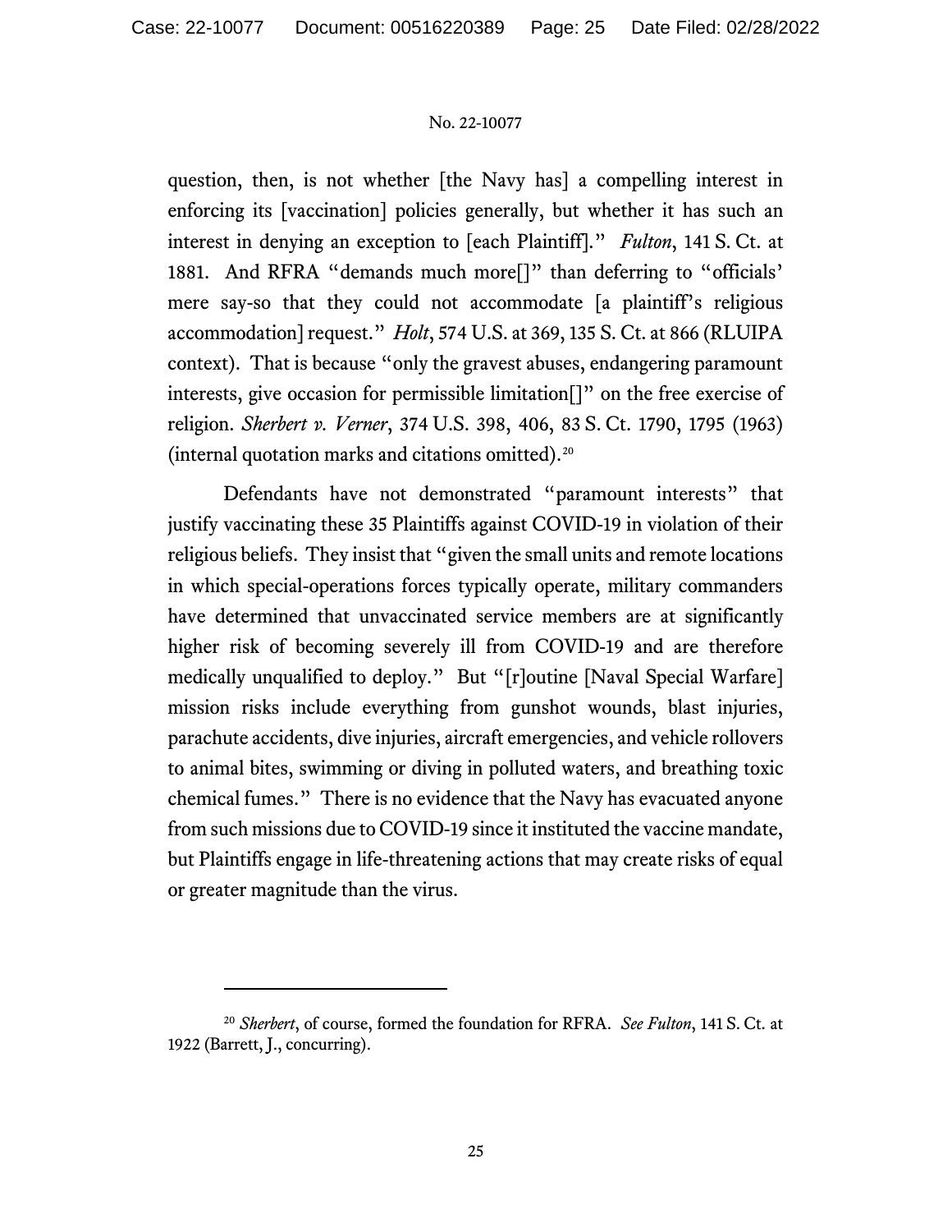question, then, is not whether [the Navy has] a compelling interest in enforcing its [vaccination] policies generally, but whether it has such an interest in denying an exception to [each Plaintiff]." *Fulton*, 141 S. Ct. at 1881. And RFRA "demands much more[]" than deferring to "officials' mere say-so that they could not accommodate [a plaintiff's religious accommodation] request." *Holt*, 574 U.S. at 369, 135 S. Ct. at 866 (RLUIPA context). That is because "only the gravest abuses, endangering paramount interests, give occasion for permissible limitation[]" on the free exercise of religion. *Sherbert v. Verner*, 374 U.S. 398, 406, 83 S. Ct. 1790, 1795 (1963) (internal quotation marks and citations omitted).[20]

Defendants have not demonstrated "paramount interests" that justify vaccinating these 35 Plaintiffs against COVID-19 in violation of their religious beliefs. They insist that "given the small units and remote locations in which special-operations forces typically operate, military commanders have determined that unvaccinated service members are at significantly higher risk of becoming severely ill from COVID-19 and are therefore medically unqualified to deploy." But "[r]outine [Naval Special Warfare] mission risks include everything from gunshot wounds, blast injuries, parachute accidents, dive injuries, aircraft emergencies, and vehicle rollovers to animal bites, swimming or diving in polluted waters, and breathing toxic chemical fumes." There is no evidence that the Navy has evacuated anyone from such missions due to COVID-19 since it instituted the vaccine mandate, but Plaintiffs engage in life-threatening actions that may create risks of equal or greater magnitude than the virus.

---

[20] *Sherbert*, of course, formed the foundation for RFRA. *See Fulton*, 141 S. Ct. at 1922 (Barrett, J., concurring).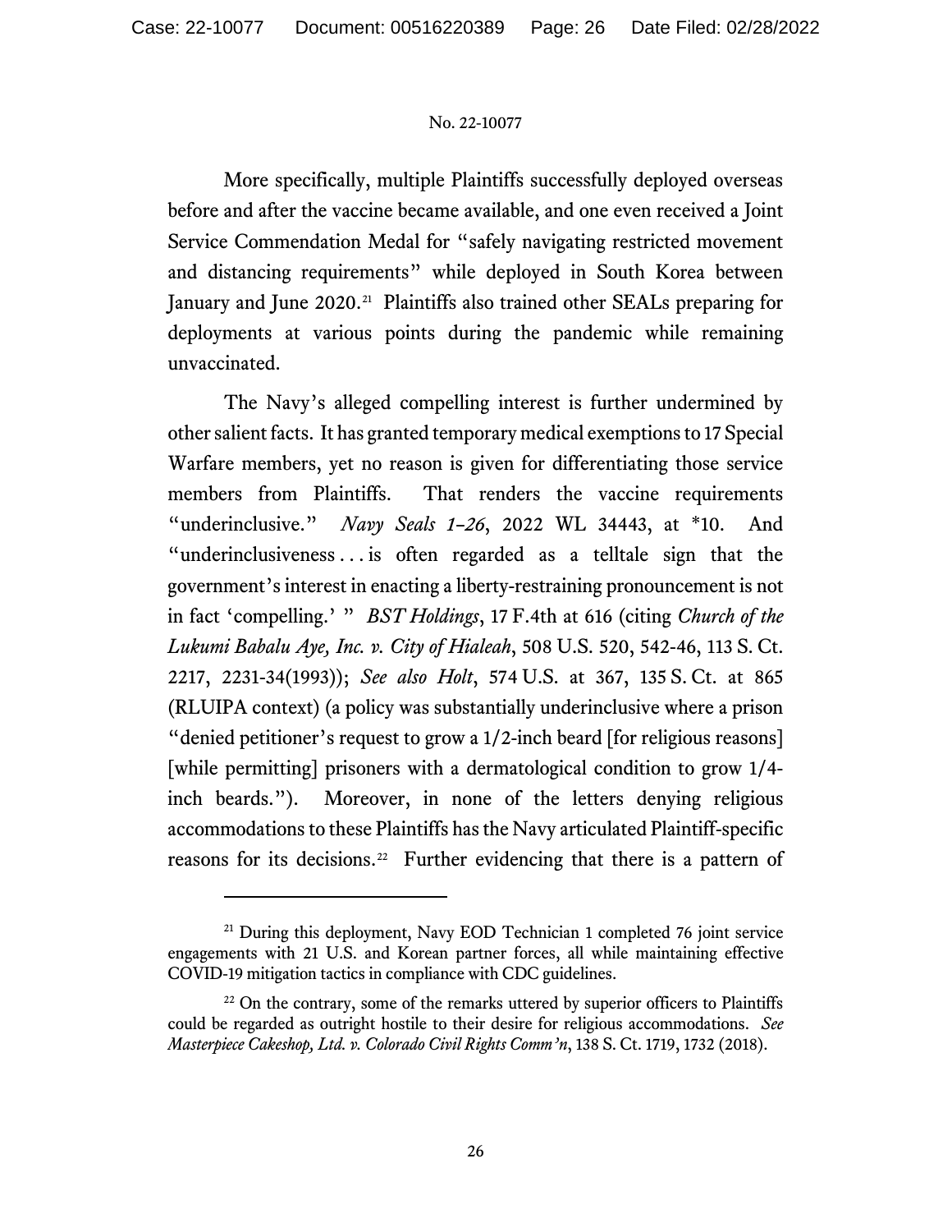More specifically, multiple Plaintiffs successfully deployed overseas before and after the vaccine became available, and one even received a Joint Service Commendation Medal for "safely navigating restricted movement and distancing requirements" while deployed in South Korea between January and June 2020.[21] Plaintiffs also trained other SEALs preparing for deployments at various points during the pandemic while remaining unvaccinated.

The Navy's alleged compelling interest is further undermined by other salient facts. It has granted temporary medical exemptions to 17 Special Warfare members, yet no reason is given for differentiating those service members from Plaintiffs. That renders the vaccine requirements "underinclusive." *Navy Seals 1–26*, 2022 WL 34443, at *10. And "underinclusiveness . . . is often regarded as a telltale sign that the government's interest in enacting a liberty-restraining pronouncement is not in fact 'compelling.' " *BST Holdings*, 17 F.4th at 616 (citing *Church of the Lukumi Babalu Aye, Inc. v. City of Hialeah*, 508 U.S. 520, 542-46, 113 S. Ct. 2217, 2231-34(1993)); *See also Holt*, 574 U.S. at 367, 135 S. Ct. at 865 (RLUIPA context) (a policy was substantially underinclusive where a prison "denied petitioner's request to grow a 1/2-inch beard [for religious reasons] [while permitting] prisoners with a dermatological condition to grow 1/4-inch beards."). Moreover, in none of the letters denying religious accommodations to these Plaintiffs has the Navy articulated Plaintiff-specific reasons for its decisions.[22] Further evidencing that there is a pattern of

---

[21] During this deployment, Navy EOD Technician 1 completed 76 joint service engagements with 21 U.S. and Korean partner forces, all while maintaining effective COVID-19 mitigation tactics in compliance with CDC guidelines.

[22] On the contrary, some of the remarks uttered by superior officers to Plaintiffs could be regarded as outright hostile to their desire for religious accommodations. *See Masterpiece Cakeshop, Ltd. v. Colorado Civil Rights Comm'n*, 138 S. Ct. 1719, 1732 (2018).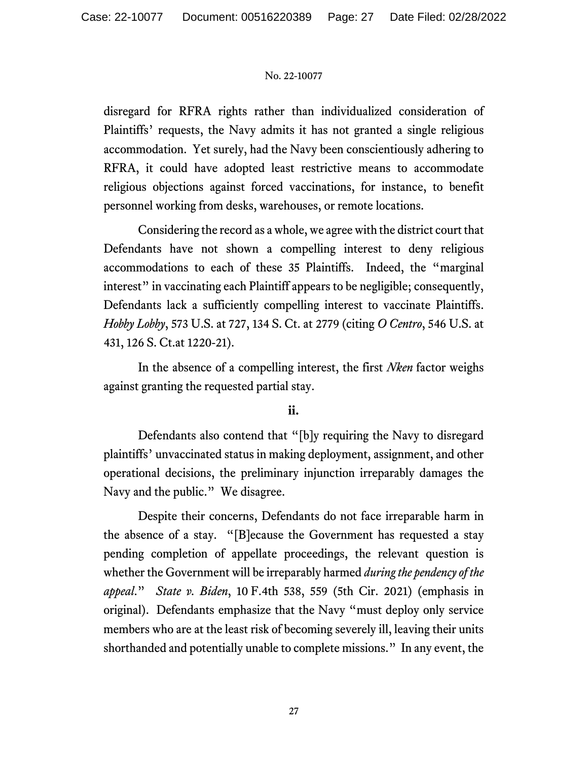disregard for RFRA rights rather than individualized consideration of Plaintiffs' requests, the Navy admits it has not granted a single religious accommodation. Yet surely, had the Navy been conscientiously adhering to RFRA, it could have adopted least restrictive means to accommodate religious objections against forced vaccinations, for instance, to benefit personnel working from desks, warehouses, or remote locations.

Considering the record as a whole, we agree with the district court that Defendants have not shown a compelling interest to deny religious accommodations to each of these 35 Plaintiffs. Indeed, the "marginal interest" in vaccinating each Plaintiff appears to be negligible; consequently, Defendants lack a sufficiently compelling interest to vaccinate Plaintiffs. *Hobby Lobby*, 573 U.S. at 727, 134 S. Ct. at 2779 (citing *O Centro*, 546 U.S. at 431, 126 S. Ct.at 1220-21).

In the absence of a compelling interest, the first *Nken* factor weighs against granting the requested partial stay.

**ii.**

Defendants also contend that "[b]y requiring the Navy to disregard plaintiffs' unvaccinated status in making deployment, assignment, and other operational decisions, the preliminary injunction irreparably damages the Navy and the public." We disagree.

Despite their concerns, Defendants do not face irreparable harm in the absence of a stay. "[B]ecause the Government has requested a stay pending completion of appellate proceedings, the relevant question is whether the Government will be irreparably harmed *during the pendency of the appeal*." *State v. Biden*, 10 F.4th 538, 559 (5th Cir. 2021) (emphasis in original). Defendants emphasize that the Navy "must deploy only service members who are at the least risk of becoming severely ill, leaving their units shorthanded and potentially unable to complete missions." In any event, the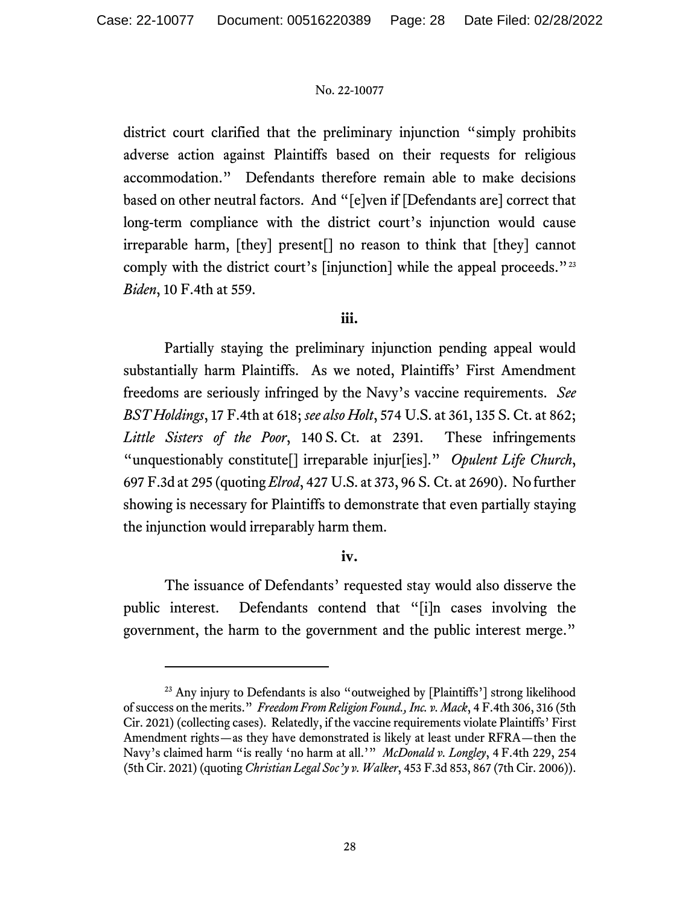district court clarified that the preliminary injunction "simply prohibits adverse action against Plaintiffs based on their requests for religious accommodation." Defendants therefore remain able to make decisions based on other neutral factors. And "[e]ven if [Defendants are] correct that long-term compliance with the district court's injunction would cause irreparable harm, [they] present[] no reason to think that [they] cannot comply with the district court's [injunction] while the appeal proceeds."[23] *Biden*, 10 F.4th at 559.

**iii.**

Partially staying the preliminary injunction pending appeal would substantially harm Plaintiffs. As we noted, Plaintiffs' First Amendment freedoms are seriously infringed by the Navy's vaccine requirements. *See BST Holdings*, 17 F.4th at 618; *see also Holt*, 574 U.S. at 361, 135 S. Ct. at 862; *Little Sisters of the Poor*, 140 S. Ct. at 2391. These infringements "unquestionably constitute[] irreparable injur[ies]." *Opulent Life Church*, 697 F.3d at 295 (quoting *Elrod*, 427 U.S. at 373, 96 S. Ct. at 2690). No further showing is necessary for Plaintiffs to demonstrate that even partially staying the injunction would irreparably harm them.

**iv.**

The issuance of Defendants' requested stay would also disserve the public interest. Defendants contend that "[i]n cases involving the government, the harm to the government and the public interest merge."

---

[23] Any injury to Defendants is also "outweighed by [Plaintiffs'] strong likelihood of success on the merits." *Freedom From Religion Found., Inc. v. Mack*, 4 F.4th 306, 316 (5th Cir. 2021) (collecting cases). Relatedly, if the vaccine requirements violate Plaintiffs' First Amendment rights—as they have demonstrated is likely at least under RFRA—then the Navy's claimed harm "is really 'no harm at all.'" *McDonald v. Longley*, 4 F.4th 229, 254 (5th Cir. 2021) (quoting *Christian Legal Soc'y v. Walker*, 453 F.3d 853, 867 (7th Cir. 2006)).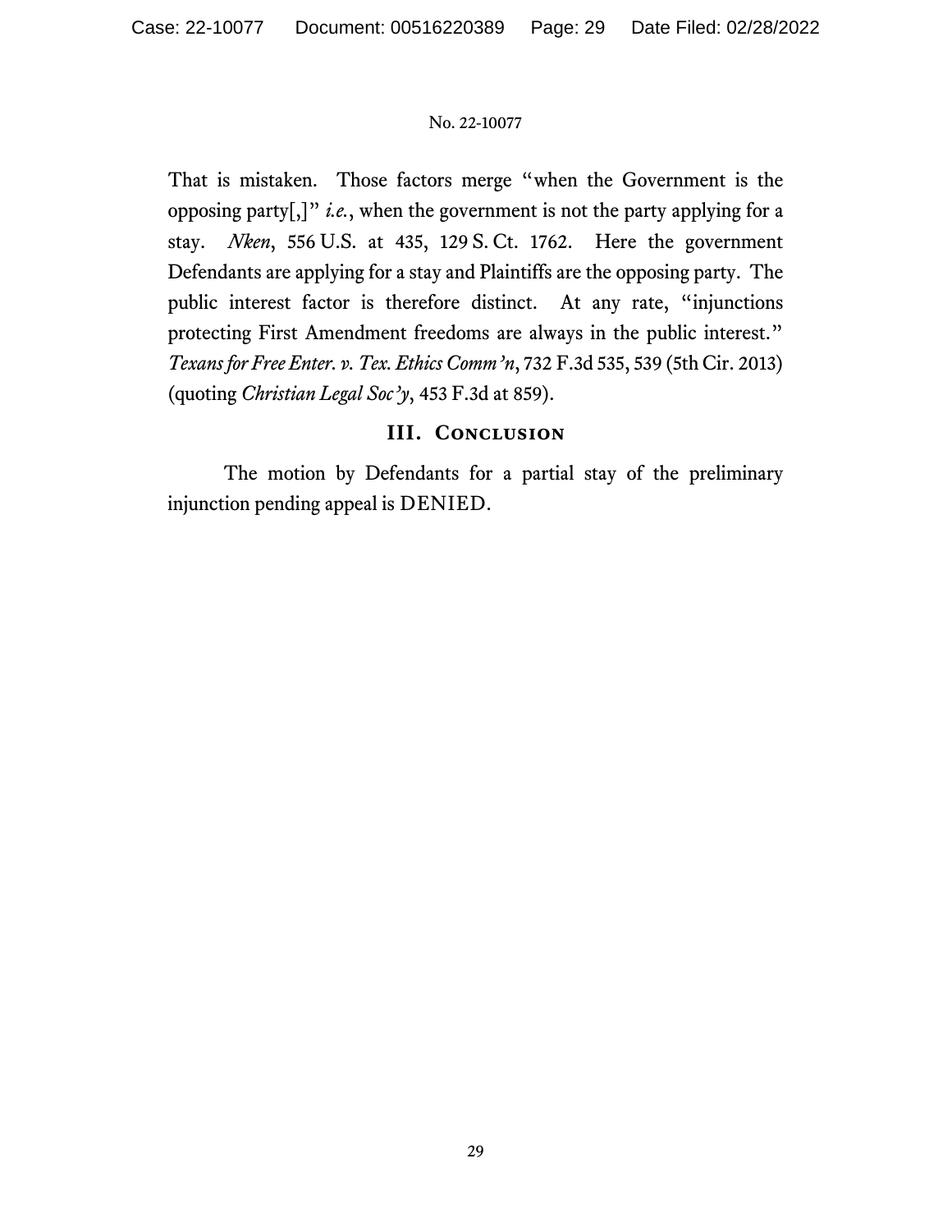That is mistaken. Those factors merge "when the Government is the opposing party[,]" *i.e.*, when the government is not the party applying for a stay. *Nken*, 556 U.S. at 435, 129 S. Ct. 1762. Here the government Defendants are applying for a stay and Plaintiffs are the opposing party. The public interest factor is therefore distinct. At any rate, "injunctions protecting First Amendment freedoms are always in the public interest." *Texans for Free Enter. v. Tex. Ethics Comm'n*, 732 F.3d 535, 539 (5th Cir. 2013) (quoting *Christian Legal Soc'y*, 453 F.3d at 859).

## III. Conclusion

The motion by Defendants for a partial stay of the preliminary injunction pending appeal is DENIED.